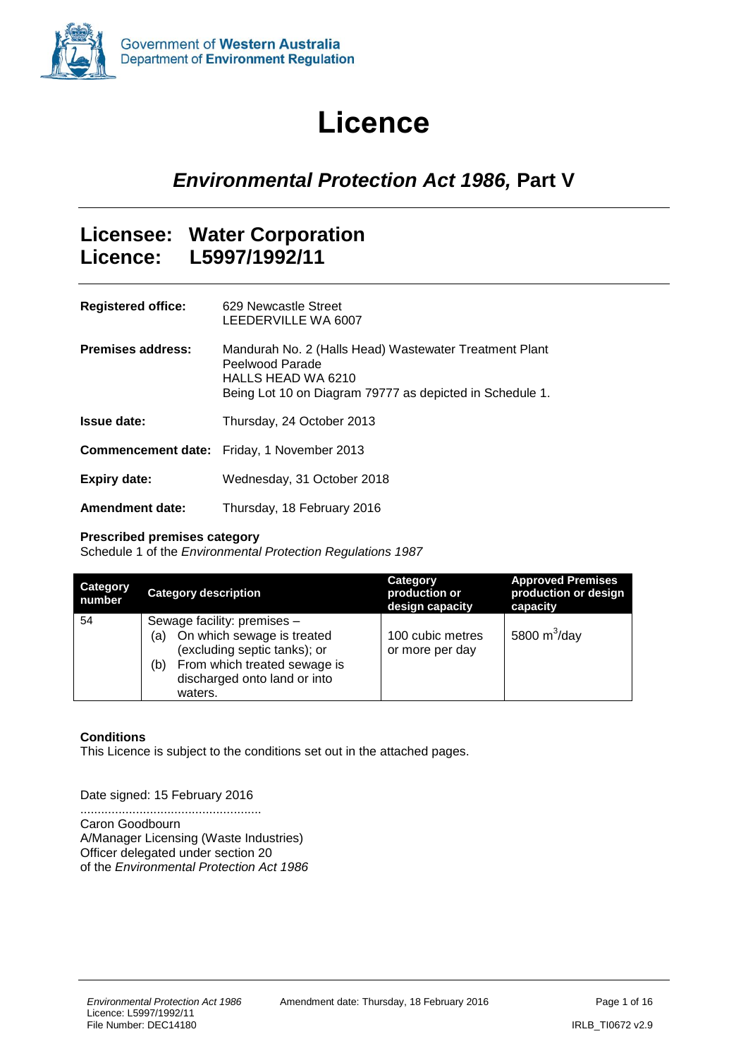Government of **Western Australia**
Department of **Environment Regulation**

# Licence

## *Environmental Protection Act 1986,* Part V

## Licensee: Water Corporation
## Licence: L5997/1992/11

**Registered office:** 629 Newcastle Street
LEEDERVILLE WA 6007

**Premises address:** Mandurah No. 2 (Halls Head) Wastewater Treatment Plant
Peelwood Parade
HALLS HEAD WA 6210
Being Lot 10 on Diagram 79777 as depicted in Schedule 1.

**Issue date:** Thursday, 24 October 2013

**Commencement date:** Friday, 1 November 2013

**Expiry date:** Wednesday, 31 October 2018

**Amendment date:** Thursday, 18 February 2016

**Prescribed premises category**
Schedule 1 of the *Environmental Protection Regulations 1987*

| Category number | Category description | Category production or design capacity | Approved Premises production or design capacity |
|---|---|---|---|
| 54 | Sewage facility: premises – (a) On which sewage is treated (excluding septic tanks); or (b) From which treated sewage is discharged onto land or into waters. | 100 cubic metres or more per day | 5800 $m^3$/day |

**Conditions**
This Licence is subject to the conditions set out in the attached pages.

Date signed: 15 February 2016

....................................................
Caron Goodbourn
A/Manager Licensing (Waste Industries)
Officer delegated under section 20
of the *Environmental Protection Act 1986*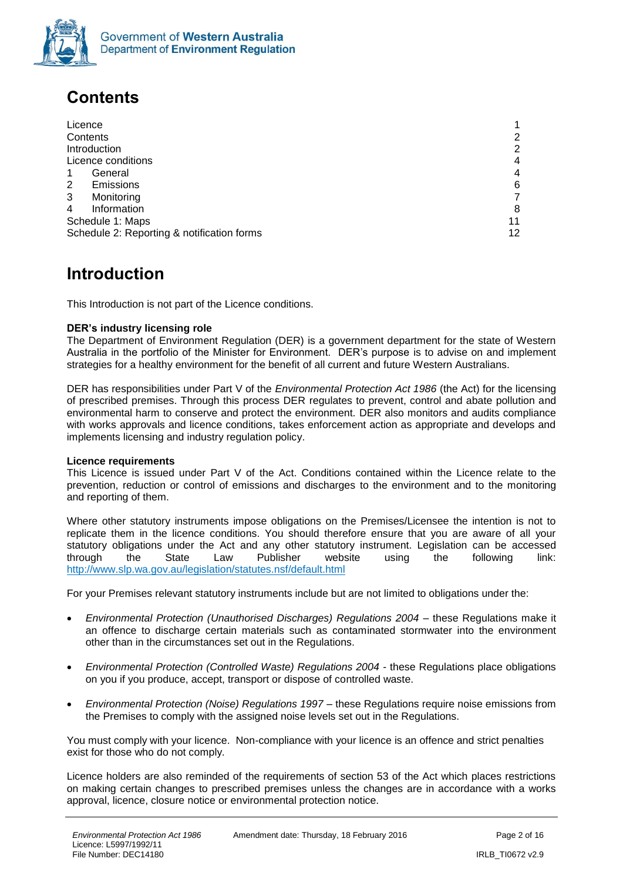# Contents

| | | |
|---|---|---|
| Licence | | 1 |
| Contents | | 2 |
| Introduction | | 2 |
| Licence conditions | | 4 |
| 1 | General | 4 |
| 2 | Emissions | 6 |
| 3 | Monitoring | 7 |
| 4 | Information | 8 |
| Schedule 1: Maps | | 11 |
| Schedule 2: Reporting & notification forms | | 12 |

# Introduction

This Introduction is not part of the Licence conditions.

**DER's industry licensing role**

The Department of Environment Regulation (DER) is a government department for the state of Western Australia in the portfolio of the Minister for Environment. DER's purpose is to advise on and implement strategies for a healthy environment for the benefit of all current and future Western Australians.

DER has responsibilities under Part V of the *Environmental Protection Act 1986* (the Act) for the licensing of prescribed premises. Through this process DER regulates to prevent, control and abate pollution and environmental harm to conserve and protect the environment. DER also monitors and audits compliance with works approvals and licence conditions, takes enforcement action as appropriate and develops and implements licensing and industry regulation policy.

**Licence requirements**

This Licence is issued under Part V of the Act. Conditions contained within the Licence relate to the prevention, reduction or control of emissions and discharges to the environment and to the monitoring and reporting of them.

Where other statutory instruments impose obligations on the Premises/Licensee the intention is not to replicate them in the licence conditions. You should therefore ensure that you are aware of all your statutory obligations under the Act and any other statutory instrument. Legislation can be accessed through the State Law Publisher website using the following link: http://www.slp.wa.gov.au/legislation/statutes.nsf/default.html

For your Premises relevant statutory instruments include but are not limited to obligations under the:

- *Environmental Protection (Unauthorised Discharges) Regulations 2004* – these Regulations make it an offence to discharge certain materials such as contaminated stormwater into the environment other than in the circumstances set out in the Regulations.
- *Environmental Protection (Controlled Waste) Regulations 2004* - these Regulations place obligations on you if you produce, accept, transport or dispose of controlled waste.
- *Environmental Protection (Noise) Regulations 1997* – these Regulations require noise emissions from the Premises to comply with the assigned noise levels set out in the Regulations.

You must comply with your licence. Non-compliance with your licence is an offence and strict penalties exist for those who do not comply.

Licence holders are also reminded of the requirements of section 53 of the Act which places restrictions on making certain changes to prescribed premises unless the changes are in accordance with a works approval, licence, closure notice or environmental protection notice.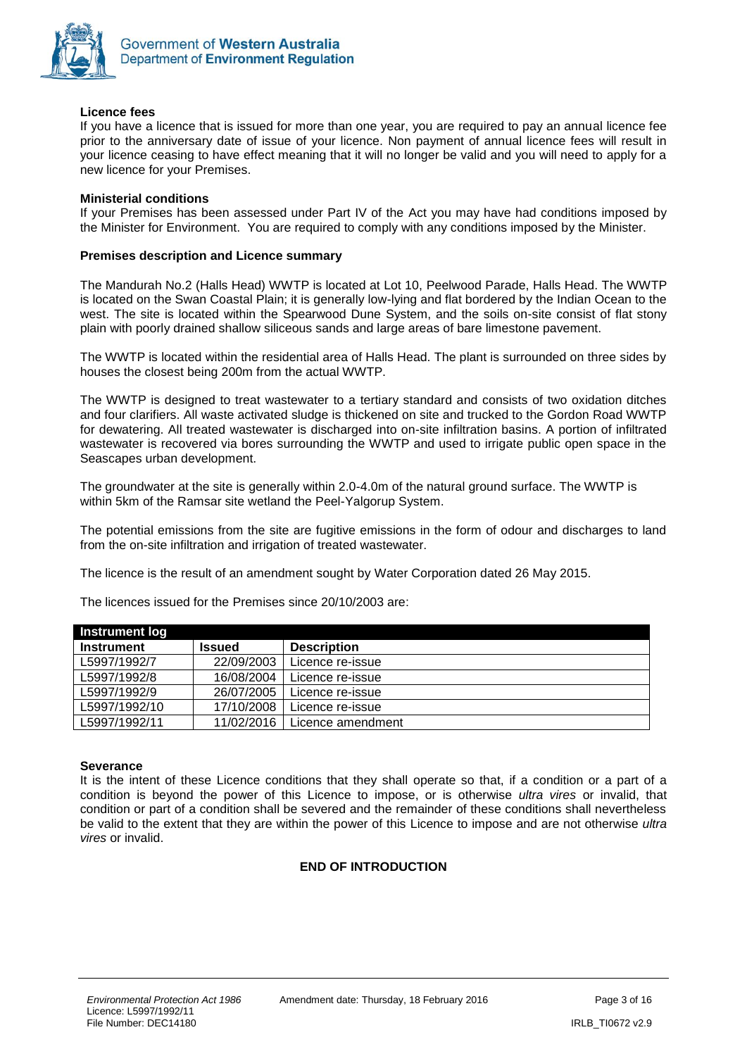**Licence fees**

If you have a licence that is issued for more than one year, you are required to pay an annual licence fee prior to the anniversary date of issue of your licence. Non payment of annual licence fees will result in your licence ceasing to have effect meaning that it will no longer be valid and you will need to apply for a new licence for your Premises.

**Ministerial conditions**

If your Premises has been assessed under Part IV of the Act you may have had conditions imposed by the Minister for Environment. You are required to comply with any conditions imposed by the Minister.

**Premises description and Licence summary**

The Mandurah No.2 (Halls Head) WWTP is located at Lot 10, Peelwood Parade, Halls Head. The WWTP is located on the Swan Coastal Plain; it is generally low-lying and flat bordered by the Indian Ocean to the west. The site is located within the Spearwood Dune System, and the soils on-site consist of flat stony plain with poorly drained shallow siliceous sands and large areas of bare limestone pavement.

The WWTP is located within the residential area of Halls Head. The plant is surrounded on three sides by houses the closest being 200m from the actual WWTP.

The WWTP is designed to treat wastewater to a tertiary standard and consists of two oxidation ditches and four clarifiers. All waste activated sludge is thickened on site and trucked to the Gordon Road WWTP for dewatering. All treated wastewater is discharged into on-site infiltration basins. A portion of infiltrated wastewater is recovered via bores surrounding the WWTP and used to irrigate public open space in the Seascapes urban development.

The groundwater at the site is generally within 2.0-4.0m of the natural ground surface. The WWTP is within 5km of the Ramsar site wetland the Peel-Yalgorup System.

The potential emissions from the site are fugitive emissions in the form of odour and discharges to land from the on-site infiltration and irrigation of treated wastewater.

The licence is the result of an amendment sought by Water Corporation dated 26 May 2015.

The licences issued for the Premises since 20/10/2003 are:

| **Instrument log** | | |
|---|---|---|
| **Instrument** | **Issued** | **Description** |
| L5997/1992/7 | 22/09/2003 | Licence re-issue |
| L5997/1992/8 | 16/08/2004 | Licence re-issue |
| L5997/1992/9 | 26/07/2005 | Licence re-issue |
| L5997/1992/10 | 17/10/2008 | Licence re-issue |
| L5997/1992/11 | 11/02/2016 | Licence amendment |

**Severance**

It is the intent of these Licence conditions that they shall operate so that, if a condition or a part of a condition is beyond the power of this Licence to impose, or is otherwise *ultra vires* or invalid, that condition or part of a condition shall be severed and the remainder of these conditions shall nevertheless be valid to the extent that they are within the power of this Licence to impose and are not otherwise *ultra vires* or invalid.

**END OF INTRODUCTION**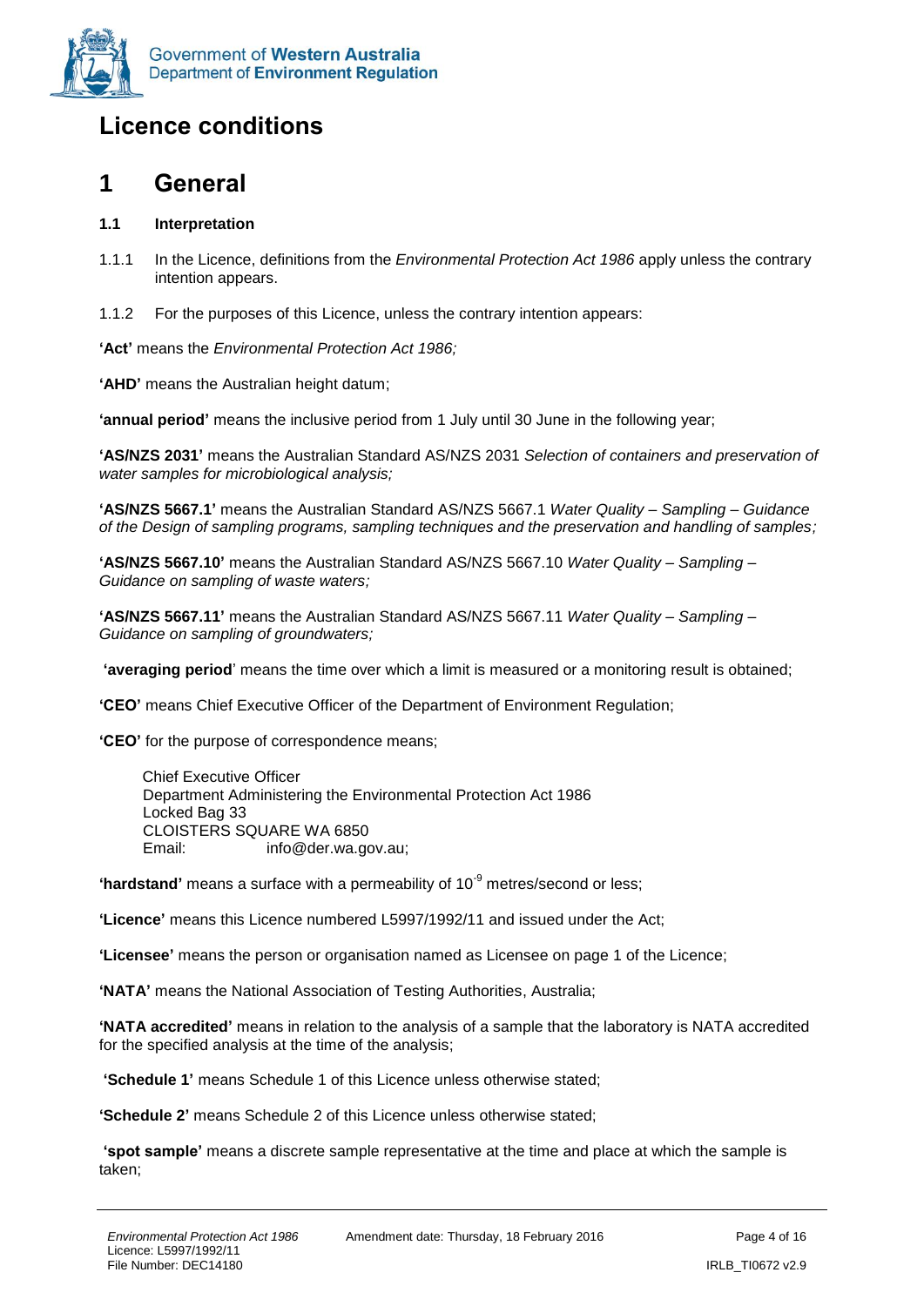# Licence conditions

## 1 General

### 1.1 Interpretation

1.1.1 In the Licence, definitions from the *Environmental Protection Act 1986* apply unless the contrary intention appears.

1.1.2 For the purposes of this Licence, unless the contrary intention appears:

**'Act'** means the *Environmental Protection Act 1986;*

**'AHD'** means the Australian height datum;

**'annual period'** means the inclusive period from 1 July until 30 June in the following year;

**'AS/NZS 2031'** means the Australian Standard AS/NZS 2031 *Selection of containers and preservation of water samples for microbiological analysis;*

**'AS/NZS 5667.1'** means the Australian Standard AS/NZS 5667.1 *Water Quality – Sampling – Guidance of the Design of sampling programs, sampling techniques and the preservation and handling of samples;*

**'AS/NZS 5667.10'** means the Australian Standard AS/NZS 5667.10 *Water Quality – Sampling – Guidance on sampling of waste waters;*

**'AS/NZS 5667.11'** means the Australian Standard AS/NZS 5667.11 *Water Quality – Sampling – Guidance on sampling of groundwaters;*

**'averaging period'** means the time over which a limit is measured or a monitoring result is obtained;

**'CEO'** means Chief Executive Officer of the Department of Environment Regulation;

**'CEO'** for the purpose of correspondence means;

Chief Executive Officer
Department Administering the Environmental Protection Act 1986
Locked Bag 33
CLOISTERS SQUARE WA 6850
Email: info@der.wa.gov.au;

**'hardstand'** means a surface with a permeability of $10^{-9}$ metres/second or less;

**'Licence'** means this Licence numbered L5997/1992/11 and issued under the Act;

**'Licensee'** means the person or organisation named as Licensee on page 1 of the Licence;

**'NATA'** means the National Association of Testing Authorities, Australia;

**'NATA accredited'** means in relation to the analysis of a sample that the laboratory is NATA accredited for the specified analysis at the time of the analysis;

**'Schedule 1'** means Schedule 1 of this Licence unless otherwise stated;

**'Schedule 2'** means Schedule 2 of this Licence unless otherwise stated;

**'spot sample'** means a discrete sample representative at the time and place at which the sample is taken;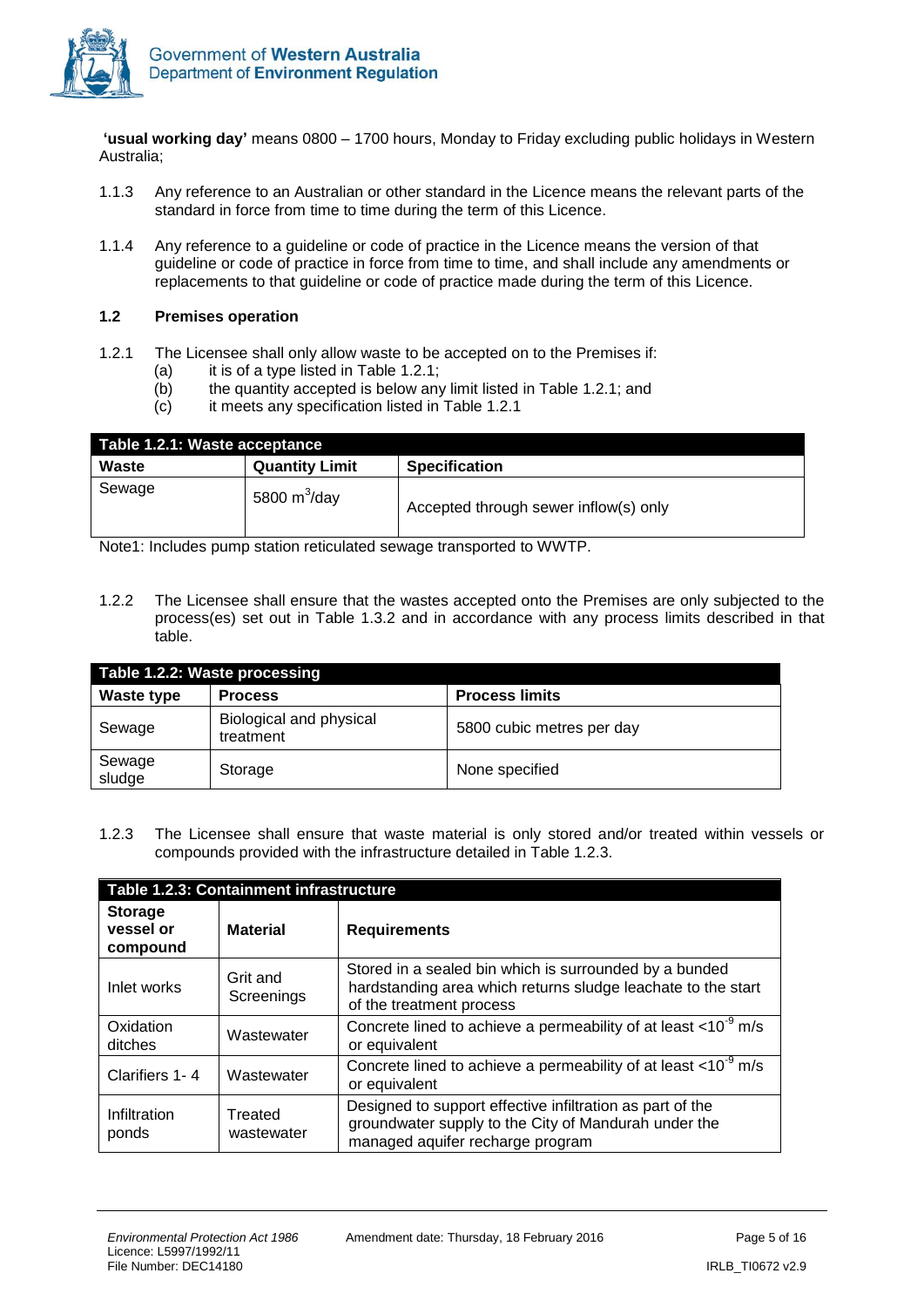**'usual working day'** means 0800 – 1700 hours, Monday to Friday excluding public holidays in Western Australia;

1.1.3 Any reference to an Australian or other standard in the Licence means the relevant parts of the standard in force from time to time during the term of this Licence.

1.1.4 Any reference to a guideline or code of practice in the Licence means the version of that guideline or code of practice in force from time to time, and shall include any amendments or replacements to that guideline or code of practice made during the term of this Licence.

### 1.2 Premises operation

1.2.1 The Licensee shall only allow waste to be accepted on to the Premises if:
- (a) it is of a type listed in Table 1.2.1;
- (b) the quantity accepted is below any limit listed in Table 1.2.1; and
- (c) it meets any specification listed in Table 1.2.1

| Table 1.2.1: Waste acceptance | | |
|---|---|---|
| **Waste** | **Quantity Limit** | **Specification** |
| Sewage | 5800 $m^3$/day | Accepted through sewer inflow(s) only |

Note1: Includes pump station reticulated sewage transported to WWTP.

1.2.2 The Licensee shall ensure that the wastes accepted onto the Premises are only subjected to the process(es) set out in Table 1.3.2 and in accordance with any process limits described in that table.

| Table 1.2.2: Waste processing | | |
|---|---|---|
| **Waste type** | **Process** | **Process limits** |
| Sewage | Biological and physical treatment | 5800 cubic metres per day |
| Sewage sludge | Storage | None specified |

1.2.3 The Licensee shall ensure that waste material is only stored and/or treated within vessels or compounds provided with the infrastructure detailed in Table 1.2.3.

| Table 1.2.3: Containment infrastructure | | |
|---|---|---|
| **Storage vessel or compound** | **Material** | **Requirements** |
| Inlet works | Grit and Screenings | Stored in a sealed bin which is surrounded by a bunded hardstanding area which returns sludge leachate to the start of the treatment process |
| Oxidation ditches | Wastewater | Concrete lined to achieve a permeability of at least $<10^{-9}$ m/s or equivalent |
| Clarifiers 1- 4 | Wastewater | Concrete lined to achieve a permeability of at least $<10^{-9}$ m/s or equivalent |
| Infiltration ponds | Treated wastewater | Designed to support effective infiltration as part of the groundwater supply to the City of Mandurah under the managed aquifer recharge program |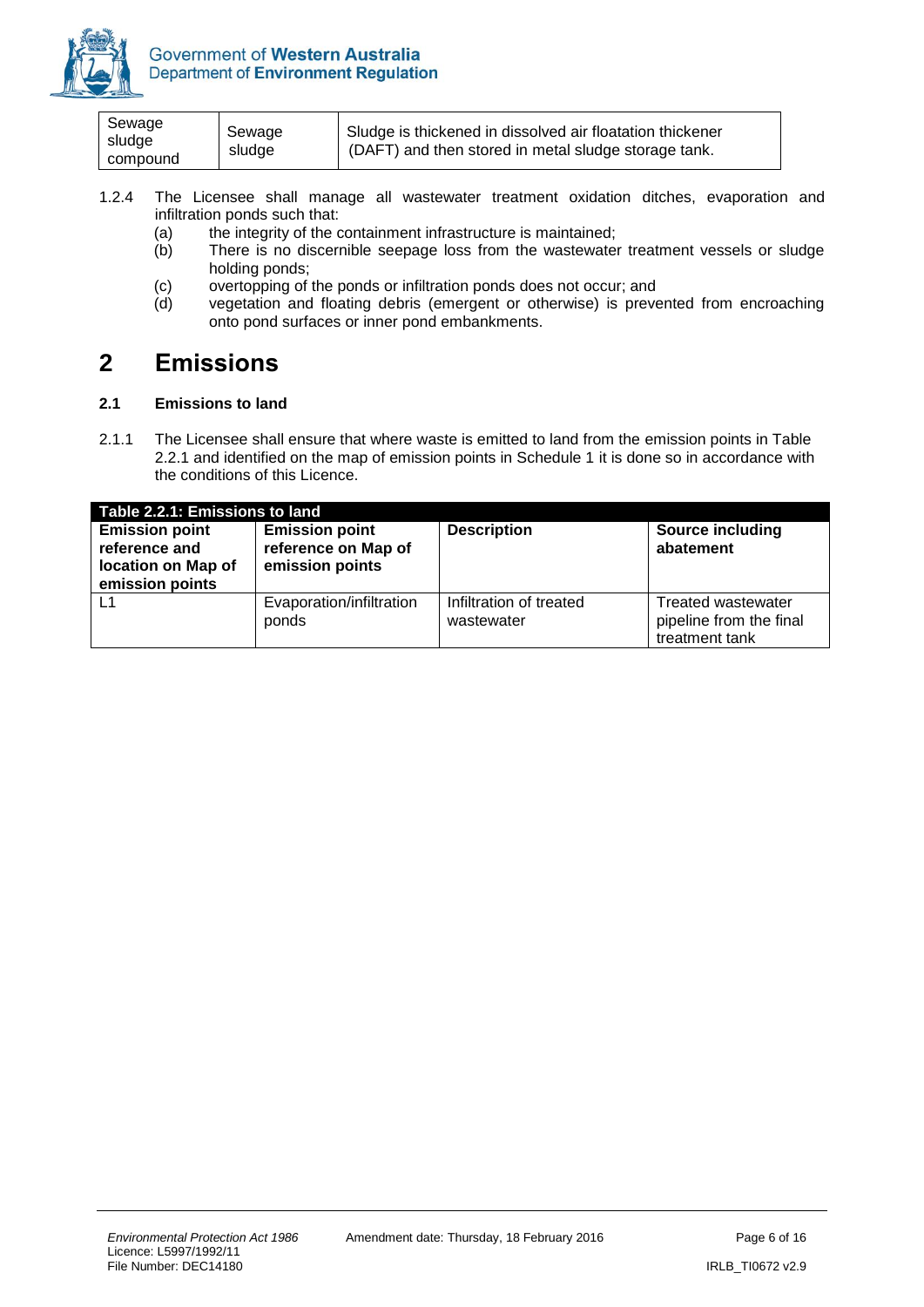| Sewage sludge compound | Sewage sludge | Sludge is thickened in dissolved air floatation thickener (DAFT) and then stored in metal sludge storage tank. |
|---|---|---|

1.2.4 The Licensee shall manage all wastewater treatment oxidation ditches, evaporation and infiltration ponds such that:

(a) the integrity of the containment infrastructure is maintained;

(b) There is no discernible seepage loss from the wastewater treatment vessels or sludge holding ponds;

(c) overtopping of the ponds or infiltration ponds does not occur; and

(d) vegetation and floating debris (emergent or otherwise) is prevented from encroaching onto pond surfaces or inner pond embankments.

# 2 Emissions

## 2.1 Emissions to land

2.1.1 The Licensee shall ensure that where waste is emitted to land from the emission points in Table 2.2.1 and identified on the map of emission points in Schedule 1 it is done so in accordance with the conditions of this Licence.

**Table 2.2.1: Emissions to land**

| Emission point reference and location on Map of emission points | Emission point reference on Map of emission points | Description | Source including abatement |
|---|---|---|---|
| L1 | Evaporation/infiltration ponds | Infiltration of treated wastewater | Treated wastewater pipeline from the final treatment tank |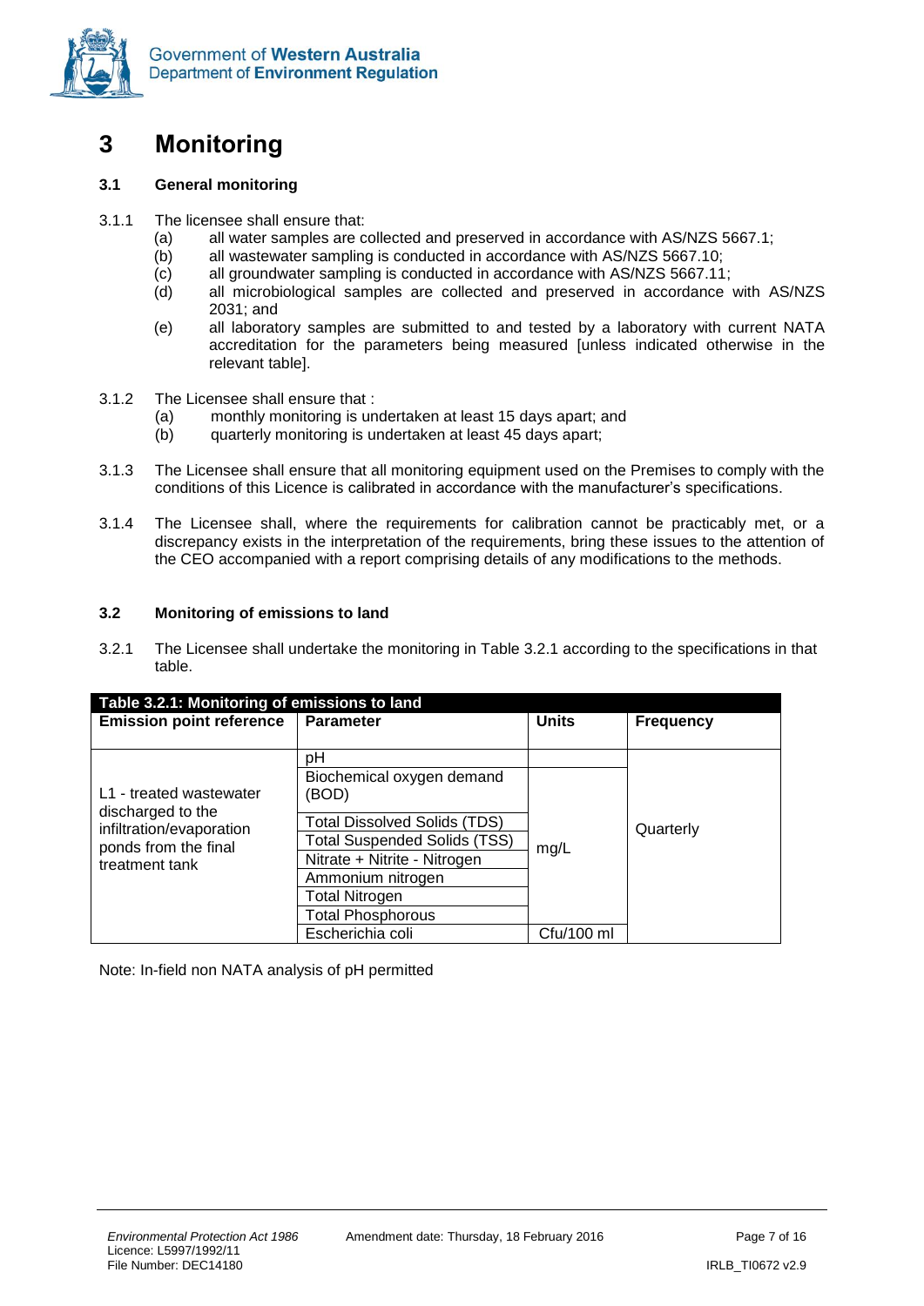# 3 Monitoring

### 3.1 General monitoring

3.1.1 The licensee shall ensure that:

- (a) all water samples are collected and preserved in accordance with AS/NZS 5667.1;
- (b) all wastewater sampling is conducted in accordance with AS/NZS 5667.10;
- (c) all groundwater sampling is conducted in accordance with AS/NZS 5667.11;
- (d) all microbiological samples are collected and preserved in accordance with AS/NZS 2031; and
- (e) all laboratory samples are submitted to and tested by a laboratory with current NATA accreditation for the parameters being measured [unless indicated otherwise in the relevant table].

3.1.2 The Licensee shall ensure that :

- (a) monthly monitoring is undertaken at least 15 days apart; and
- (b) quarterly monitoring is undertaken at least 45 days apart;

3.1.3 The Licensee shall ensure that all monitoring equipment used on the Premises to comply with the conditions of this Licence is calibrated in accordance with the manufacturer's specifications.

3.1.4 The Licensee shall, where the requirements for calibration cannot be practicably met, or a discrepancy exists in the interpretation of the requirements, bring these issues to the attention of the CEO accompanied with a report comprising details of any modifications to the methods.

### 3.2 Monitoring of emissions to land

3.2.1 The Licensee shall undertake the monitoring in Table 3.2.1 according to the specifications in that table.

**Table 3.2.1: Monitoring of emissions to land**

| Emission point reference | Parameter | Units | Frequency |
|---|---|---|---|
| L1 - treated wastewater discharged to the infiltration/evaporation ponds from the final treatment tank | pH | | Quarterly |
| | Biochemical oxygen demand (BOD) | mg/L | |
| | Total Dissolved Solids (TDS) | | |
| | Total Suspended Solids (TSS) | | |
| | Nitrate + Nitrite - Nitrogen | | |
| | Ammonium nitrogen | | |
| | Total Nitrogen | | |
| | Total Phosphorous | | |
| | Escherichia coli | Cfu/100 ml | |

Note: In-field non NATA analysis of pH permitted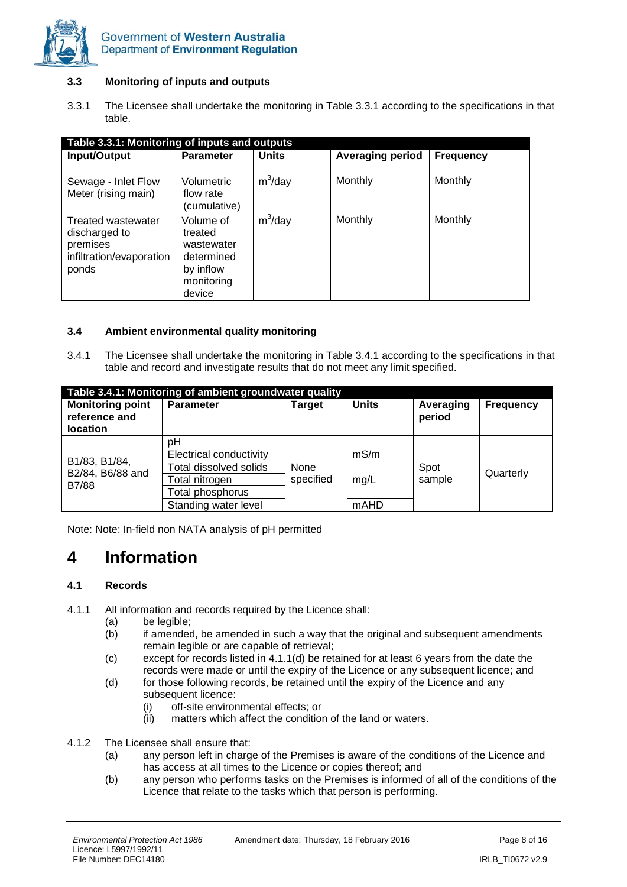### 3.3 Monitoring of inputs and outputs

3.3.1 The Licensee shall undertake the monitoring in Table 3.3.1 according to the specifications in that table.

**Table 3.3.1: Monitoring of inputs and outputs**

| Input/Output | Parameter | Units | Averaging period | Frequency |
|---|---|---|---|---|
| Sewage - Inlet Flow Meter (rising main) | Volumetric flow rate (cumulative) | $m^3$/day | Monthly | Monthly |
| Treated wastewater discharged to premises infiltration/evaporation ponds | Volume of treated wastewater determined by inflow monitoring device | $m^3$/day | Monthly | Monthly |

### 3.4 Ambient environmental quality monitoring

3.4.1 The Licensee shall undertake the monitoring in Table 3.4.1 according to the specifications in that table and record and investigate results that do not meet any limit specified.

**Table 3.4.1: Monitoring of ambient groundwater quality**

| Monitoring point reference and location | Parameter | Target | Units | Averaging period | Frequency |
|---|---|---|---|---|---|
| B1/83, B1/84, B2/84, B6/88 and B7/88 | pH | None specified | | Spot sample | Quarterly |
| | Electrical conductivity | | mS/m | | |
| | Total dissolved solids | | mg/L | | |
| | Total nitrogen | | | | |
| | Total phosphorus | | | | |
| | Standing water level | | mAHD | | |

Note: Note: In-field non NATA analysis of pH permitted

# 4 Information

### 4.1 Records

4.1.1 All information and records required by the Licence shall:

- (a) be legible;
- (b) if amended, be amended in such a way that the original and subsequent amendments remain legible or are capable of retrieval;
- (c) except for records listed in 4.1.1(d) be retained for at least 6 years from the date the records were made or until the expiry of the Licence or any subsequent licence; and
- (d) for those following records, be retained until the expiry of the Licence and any subsequent licence:
  - (i) off-site environmental effects; or
  - (ii) matters which affect the condition of the land or waters.

4.1.2 The Licensee shall ensure that:

- (a) any person left in charge of the Premises is aware of the conditions of the Licence and has access at all times to the Licence or copies thereof; and
- (b) any person who performs tasks on the Premises is informed of all of the conditions of the Licence that relate to the tasks which that person is performing.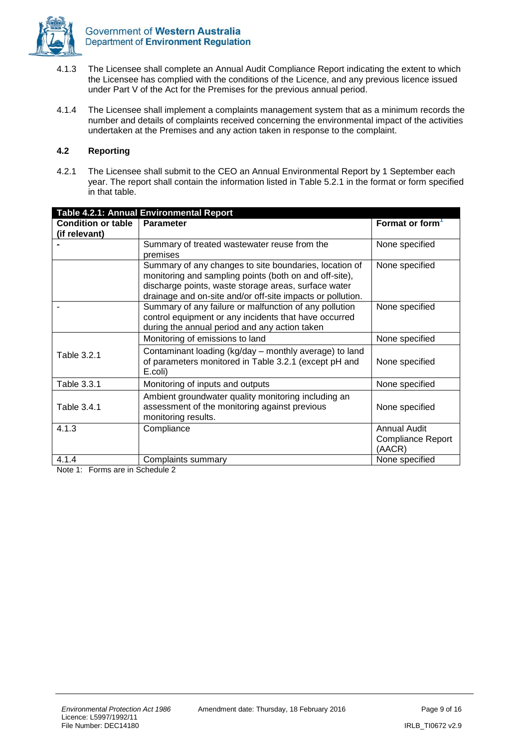4.1.3 The Licensee shall complete an Annual Audit Compliance Report indicating the extent to which the Licensee has complied with the conditions of the Licence, and any previous licence issued under Part V of the Act for the Premises for the previous annual period.

4.1.4 The Licensee shall implement a complaints management system that as a minimum records the number and details of complaints received concerning the environmental impact of the activities undertaken at the Premises and any action taken in response to the complaint.

### 4.2 Reporting

4.2.1 The Licensee shall submit to the CEO an Annual Environmental Report by 1 September each year. The report shall contain the information listed in Table 5.2.1 in the format or form specified in that table.

**Table 4.2.1: Annual Environmental Report**

| Condition or table (if relevant) | Parameter | Format or form[1] |
|---|---|---|
| - | Summary of treated wastewater reuse from the premises | None specified |
| | Summary of any changes to site boundaries, location of monitoring and sampling points (both on and off-site), discharge points, waste storage areas, surface water drainage and on-site and/or off-site impacts or pollution. | None specified |
| - | Summary of any failure or malfunction of any pollution control equipment or any incidents that have occurred during the annual period and any action taken | None specified |
| Table 3.2.1 | Monitoring of emissions to land | None specified |
| | Contaminant loading (kg/day – monthly average) to land of parameters monitored in Table 3.2.1 (except pH and E.coli) | None specified |
| Table 3.3.1 | Monitoring of inputs and outputs | None specified |
| Table 3.4.1 | Ambient groundwater quality monitoring including an assessment of the monitoring against previous monitoring results. | None specified |
| 4.1.3 | Compliance | Annual Audit Compliance Report (AACR) |
| 4.1.4 | Complaints summary | None specified |

Note 1: Forms are in Schedule 2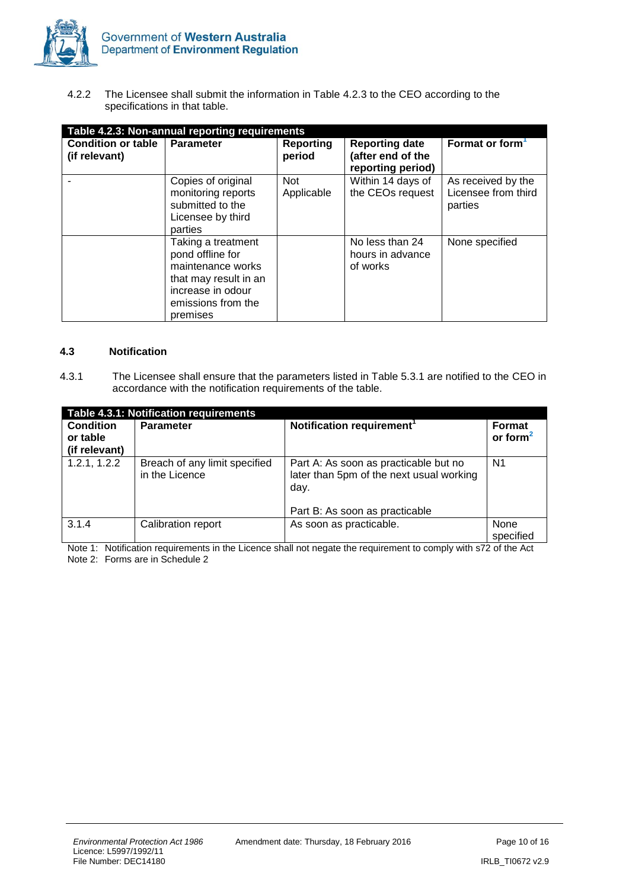4.2.2 The Licensee shall submit the information in Table 4.2.3 to the CEO according to the specifications in that table.

| Table 4.2.3: Non-annual reporting requirements | | | | |
|---|---|---|---|---|
| **Condition or table (if relevant)** | **Parameter** | **Reporting period** | **Reporting date (after end of the reporting period)** | **Format or form[1]** |
| - | Copies of original monitoring reports submitted to the Licensee by third parties | Not Applicable | Within 14 days of the CEOs request | As received by the Licensee from third parties |
| | Taking a treatment pond offline for maintenance works that may result in an increase in odour emissions from the premises | | No less than 24 hours in advance of works | None specified |

### 4.3 Notification

4.3.1 The Licensee shall ensure that the parameters listed in Table 5.3.1 are notified to the CEO in accordance with the notification requirements of the table.

| Table 4.3.1: Notification requirements | | | |
|---|---|---|---|
| **Condition or table (if relevant)** | **Parameter** | **Notification requirement[1]** | **Format or form[2]** |
| 1.2.1, 1.2.2 | Breach of any limit specified in the Licence | Part A: As soon as practicable but no later than 5pm of the next usual working day.<br><br>Part B: As soon as practicable | N1 |
| 3.1.4 | Calibration report | As soon as practicable. | None specified |

Note 1: Notification requirements in the Licence shall not negate the requirement to comply with s72 of the Act
Note 2: Forms are in Schedule 2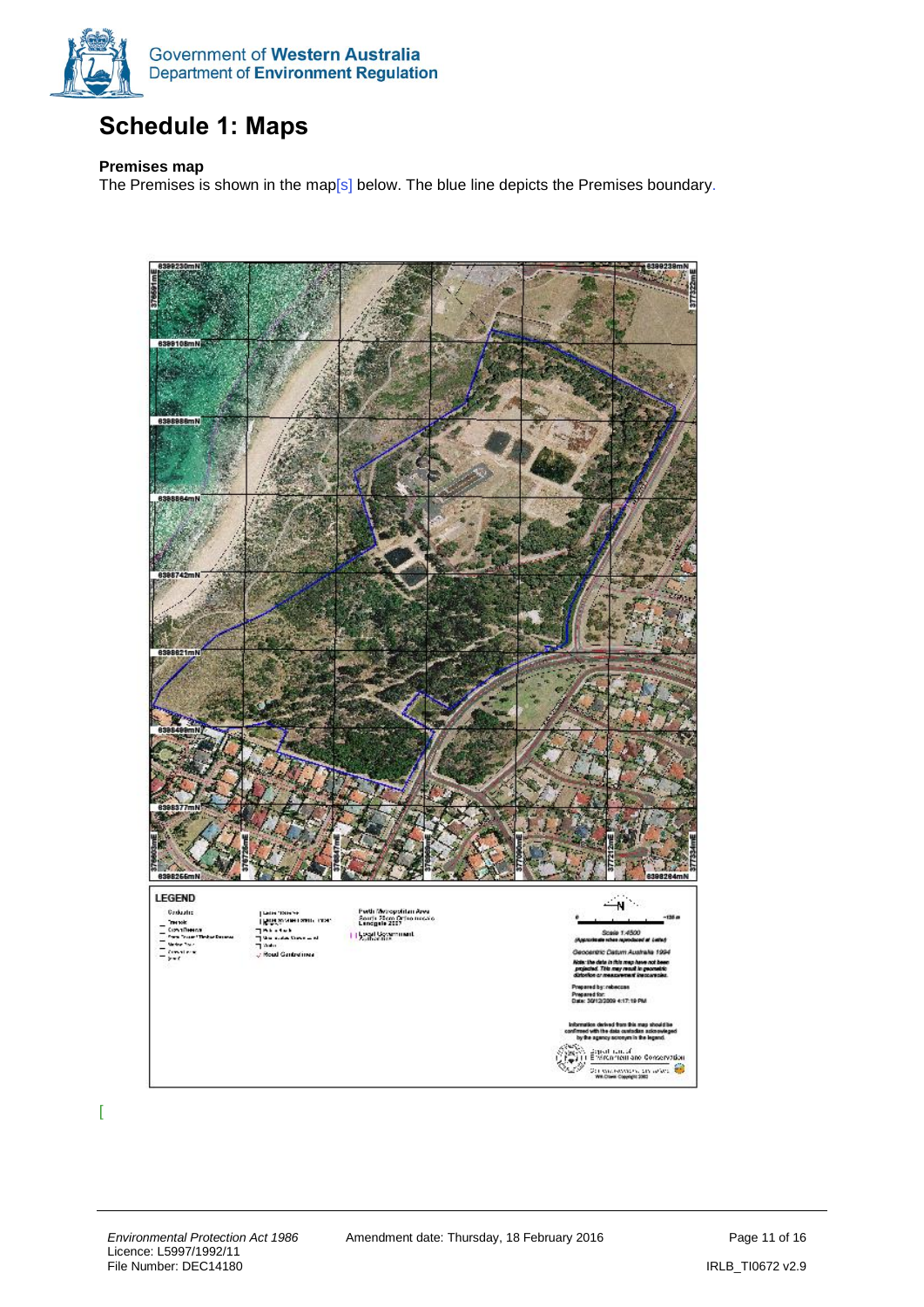# Schedule 1: Maps

**Premises map**

The Premises is shown in the map[s] below. The blue line depicts the Premises boundary.

[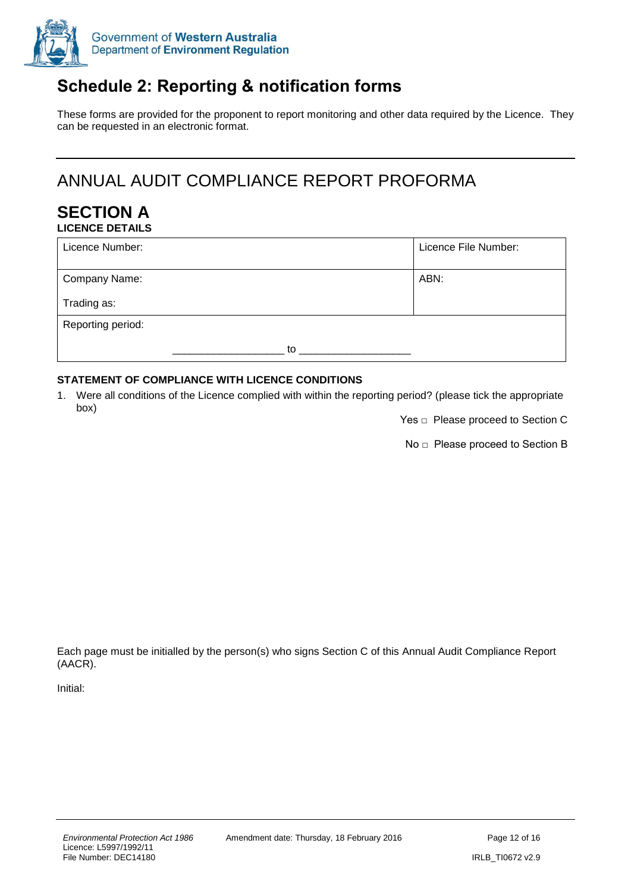# Schedule 2: Reporting & notification forms

These forms are provided for the proponent to report monitoring and other data required by the Licence. They can be requested in an electronic format.

---

## ANNUAL AUDIT COMPLIANCE REPORT PROFORMA

## SECTION A

**LICENCE DETAILS**

| Licence Number: | Licence File Number: |
|---|---|
| Company Name:<br><br>Trading as: | ABN: |
| Reporting period:<br><br>__________________ to __________________ | |

**STATEMENT OF COMPLIANCE WITH LICENCE CONDITIONS**

1. Were all conditions of the Licence complied with within the reporting period? (please tick the appropriate box)

   Yes □ Please proceed to Section C

   No □ Please proceed to Section B

Each page must be initialled by the person(s) who signs Section C of this Annual Audit Compliance Report (AACR).

Initial: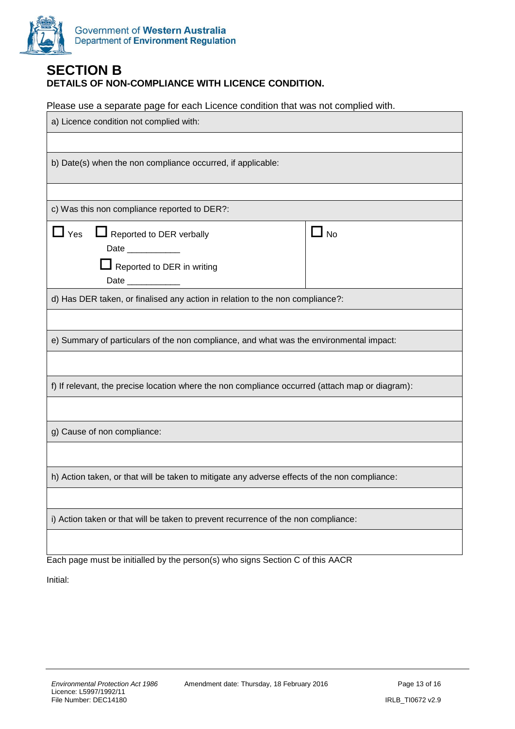# SECTION B

**DETAILS OF NON-COMPLIANCE WITH LICENCE CONDITION.**

Please use a separate page for each Licence condition that was not complied with.

| | |
|---|---|
| a) Licence condition not complied with: | |
| | |
| b) Date(s) when the non compliance occurred, if applicable: | |
| | |
| c) Was this non compliance reported to DER?: | |
| ☐ Yes ☐ Reported to DER verbally Date ___________ ☐ Reported to DER in writing Date ___________ | ☐ No |
| d) Has DER taken, or finalised any action in relation to the non compliance?: | |
| | |
| e) Summary of particulars of the non compliance, and what was the environmental impact: | |
| | |
| f) If relevant, the precise location where the non compliance occurred (attach map or diagram): | |
| | |
| g) Cause of non compliance: | |
| | |
| h) Action taken, or that will be taken to mitigate any adverse effects of the non compliance: | |
| | |
| i) Action taken or that will be taken to prevent recurrence of the non compliance: | |
| | |

Each page must be initialled by the person(s) who signs Section C of this AACR

Initial: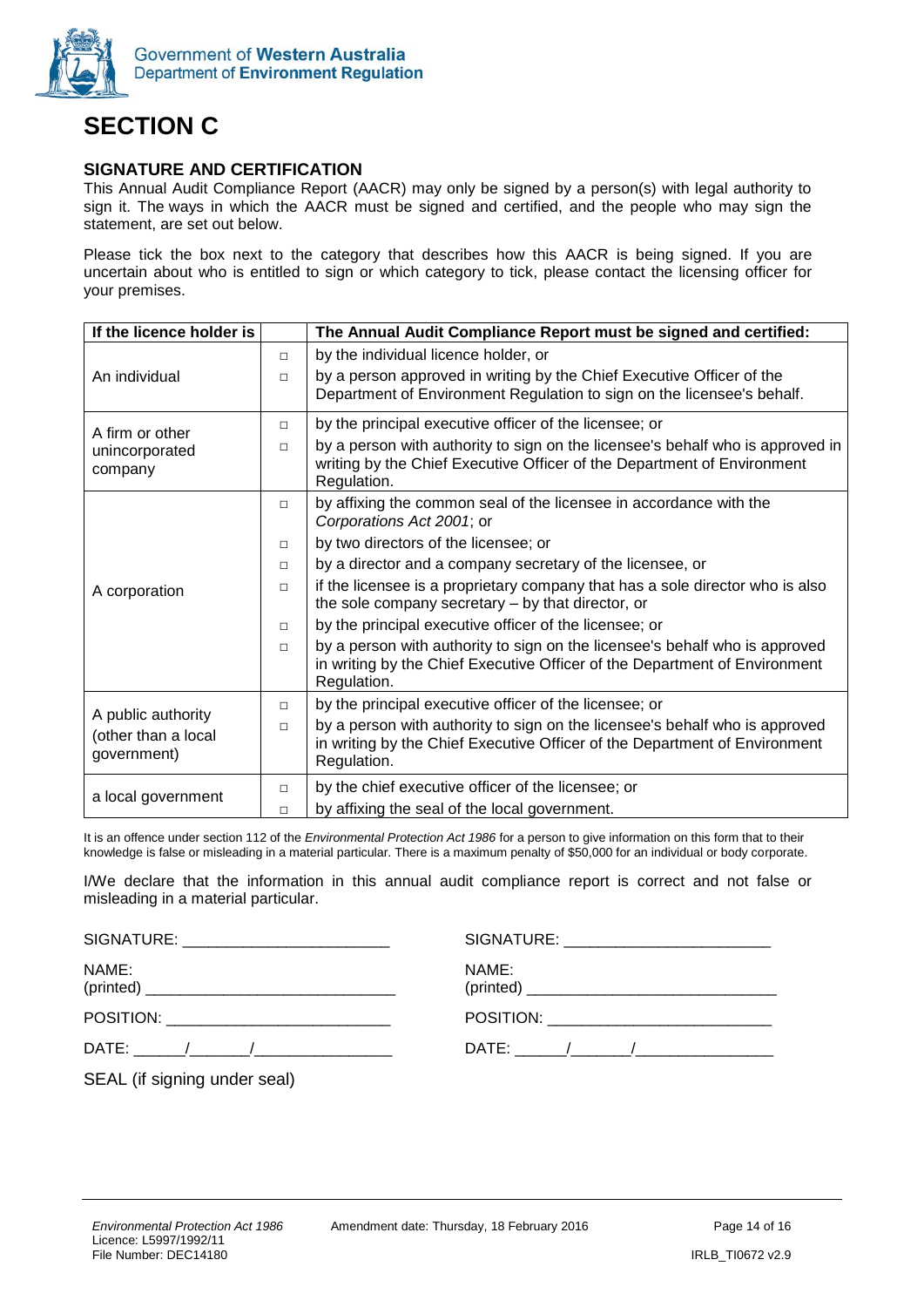# SECTION C

### SIGNATURE AND CERTIFICATION

This Annual Audit Compliance Report (AACR) may only be signed by a person(s) with legal authority to sign it. The ways in which the AACR must be signed and certified, and the people who may sign the statement, are set out below.

Please tick the box next to the category that describes how this AACR is being signed. If you are uncertain about who is entitled to sign or which category to tick, please contact the licensing officer for your premises.

| If the licence holder is | | The Annual Audit Compliance Report must be signed and certified: |
|---|---|---|
| An individual | □ | by the individual licence holder, or |
| | □ | by a person approved in writing by the Chief Executive Officer of the Department of Environment Regulation to sign on the licensee's behalf. |
| A firm or other unincorporated company | □ | by the principal executive officer of the licensee; or |
| | □ | by a person with authority to sign on the licensee's behalf who is approved in writing by the Chief Executive Officer of the Department of Environment Regulation. |
| A corporation | □ | by affixing the common seal of the licensee in accordance with the *Corporations Act 2001*; or |
| | □ | by two directors of the licensee; or |
| | □ | by a director and a company secretary of the licensee, or |
| | □ | if the licensee is a proprietary company that has a sole director who is also the sole company secretary – by that director, or |
| | □ | by the principal executive officer of the licensee; or |
| | □ | by a person with authority to sign on the licensee's behalf who is approved in writing by the Chief Executive Officer of the Department of Environment Regulation. |
| A public authority (other than a local government) | □ | by the principal executive officer of the licensee; or |
| | □ | by a person with authority to sign on the licensee's behalf who is approved in writing by the Chief Executive Officer of the Department of Environment Regulation. |
| a local government | □ | by the chief executive officer of the licensee; or |
| | □ | by affixing the seal of the local government. |

It is an offence under section 112 of the *Environmental Protection Act 1986* for a person to give information on this form that to their knowledge is false or misleading in a material particular. There is a maximum penalty of $50,000 for an individual or body corporate.

I/We declare that the information in this annual audit compliance report is correct and not false or misleading in a material particular.

SIGNATURE: ________________________

NAME: (printed) ____________________________

POSITION: _________________________

DATE: ______/_______/________________

SEAL (if signing under seal)

SIGNATURE: ________________________

NAME: (printed) ____________________________

POSITION: _________________________

DATE: ______/_______/________________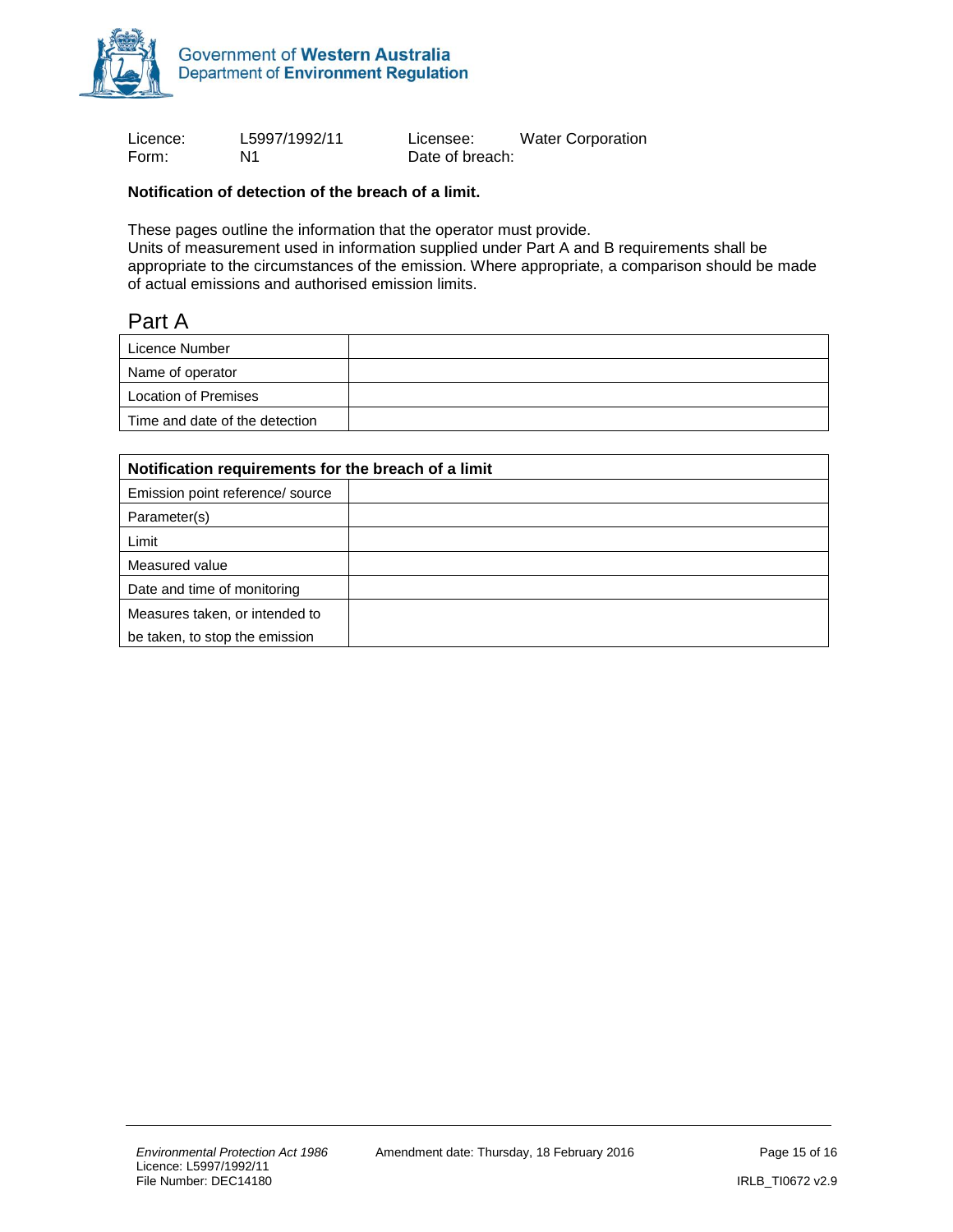Government of **Western Australia**
Department of **Environment Regulation**

| | | | |
|---|---|---|---|
| Licence: | L5997/1992/11 | Licensee: | Water Corporation |
| Form: | N1 | Date of breach: | |

**Notification of detection of the breach of a limit.**

These pages outline the information that the operator must provide.
Units of measurement used in information supplied under Part A and B requirements shall be appropriate to the circumstances of the emission. Where appropriate, a comparison should be made of actual emissions and authorised emission limits.

## Part A

| | |
|---|---|
| Licence Number | |
| Name of operator | |
| Location of Premises | |
| Time and date of the detection | |

| **Notification requirements for the breach of a limit** | |
|---|---|
| Emission point reference/ source | |
| Parameter(s) | |
| Limit | |
| Measured value | |
| Date and time of monitoring | |
| Measures taken, or intended to be taken, to stop the emission | |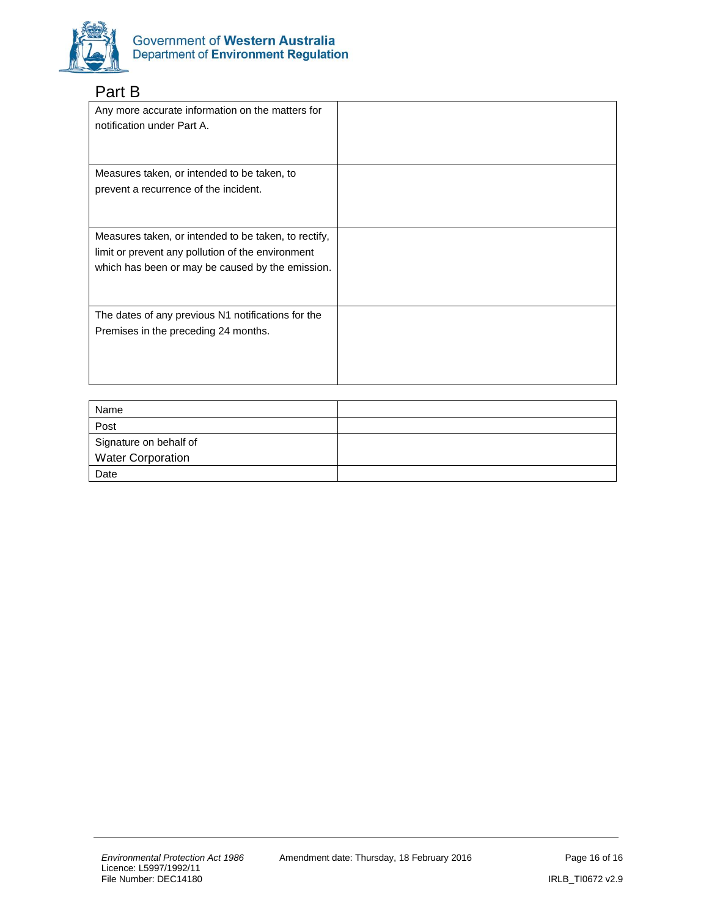## Part B

| | |
|---|---|
| Any more accurate information on the matters for notification under Part A. | |
| Measures taken, or intended to be taken, to prevent a recurrence of the incident. | |
| Measures taken, or intended to be taken, to rectify, limit or prevent any pollution of the environment which has been or may be caused by the emission. | |
| The dates of any previous N1 notifications for the Premises in the preceding 24 months. | |

| | |
|---|---|
| Name | |
| Post | |
| Signature on behalf of Water Corporation | |
| Date | |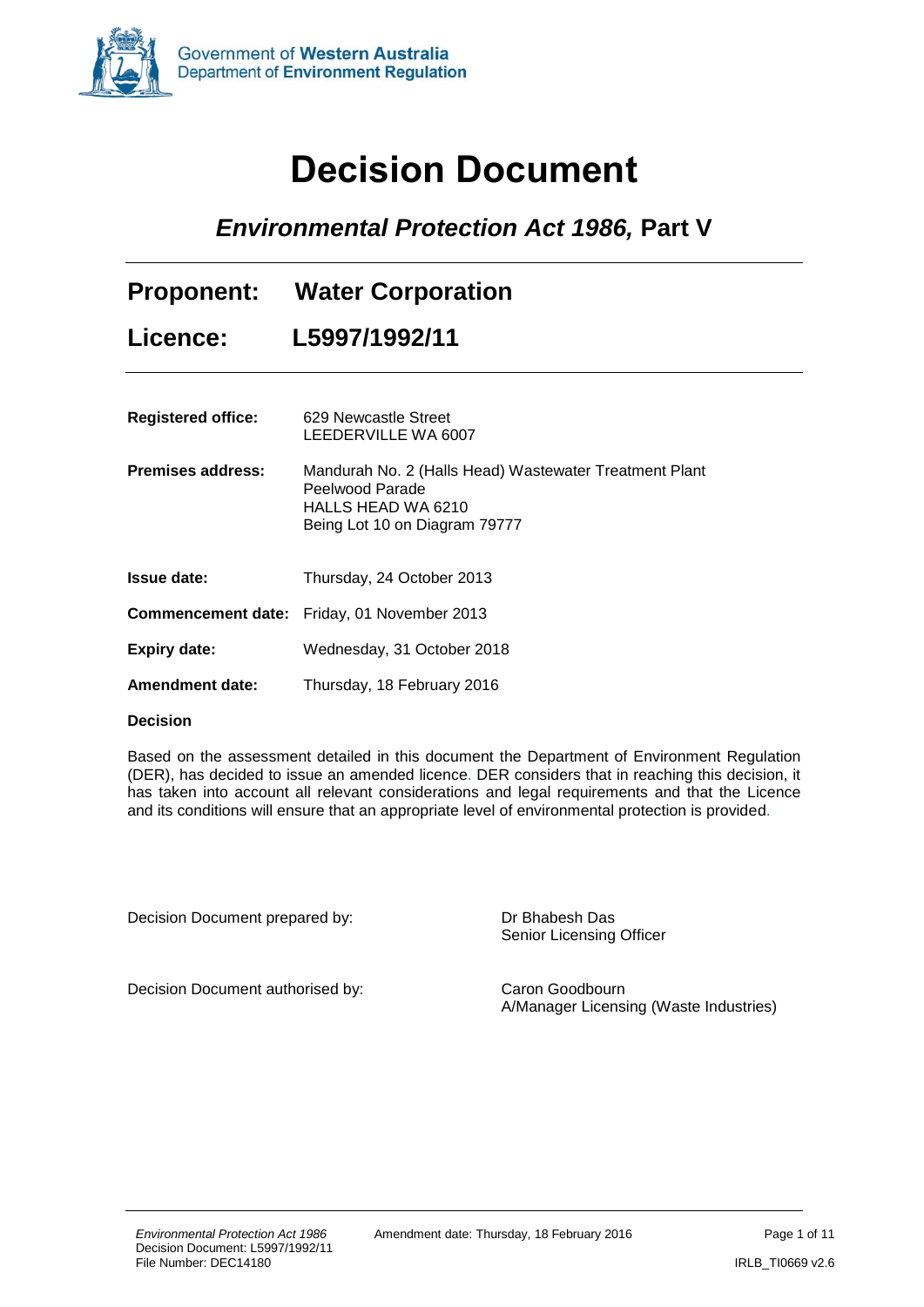Government of **Western Australia**
Department of **Environment Regulation**

# Decision Document

## *Environmental Protection Act 1986,* Part V

| | |
|---|---|
| **Proponent:** | **Water Corporation** |
| **Licence:** | **L5997/1992/11** |

| | |
|---|---|
| **Registered office:** | 629 Newcastle Street<br>LEEDERVILLE WA 6007 |
| **Premises address:** | Mandurah No. 2 (Halls Head) Wastewater Treatment Plant<br>Peelwood Parade<br>HALLS HEAD WA 6210<br>Being Lot 10 on Diagram 79777 |
| **Issue date:** | Thursday, 24 October 2013 |
| **Commencement date:** | Friday, 01 November 2013 |
| **Expiry date:** | Wednesday, 31 October 2018 |
| **Amendment date:** | Thursday, 18 February 2016 |

**Decision**

Based on the assessment detailed in this document the Department of Environment Regulation (DER), has decided to issue an amended licence. DER considers that in reaching this decision, it has taken into account all relevant considerations and legal requirements and that the Licence and its conditions will ensure that an appropriate level of environmental protection is provided.

| | |
|---|---|
| Decision Document prepared by: | Dr Bhabesh Das<br>Senior Licensing Officer |
| Decision Document authorised by: | Caron Goodbourn<br>A/Manager Licensing (Waste Industries) |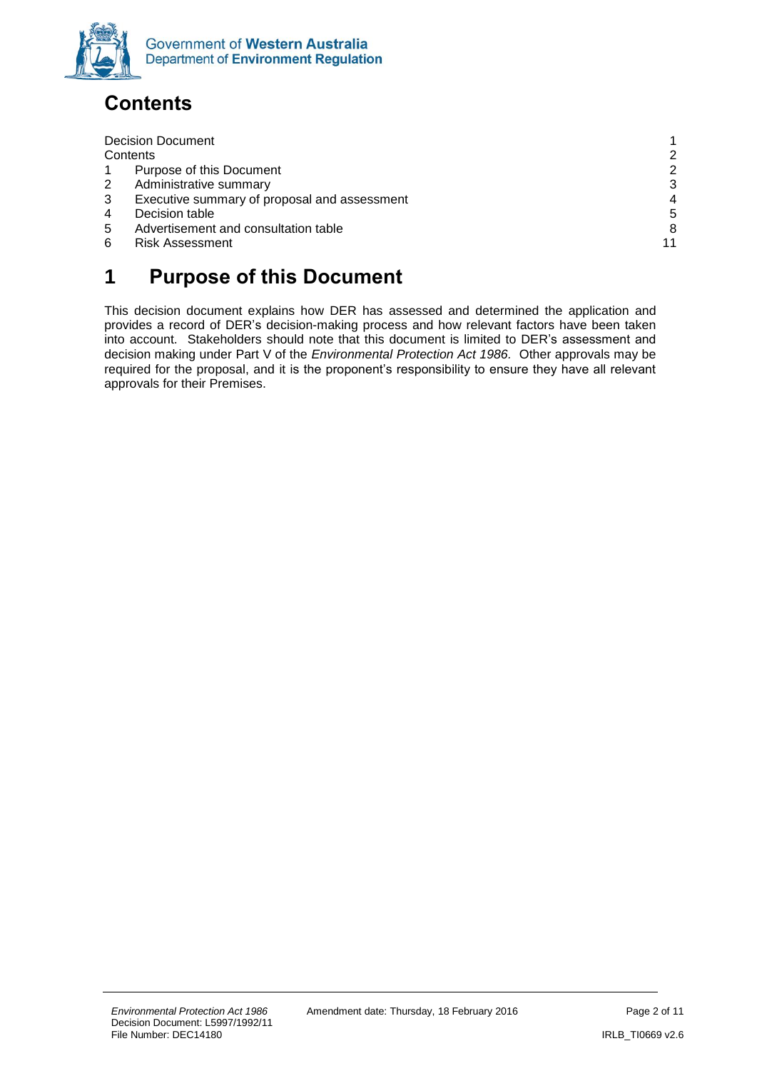# Contents

| | | |
|---|---|---|
| Decision Document | | 1 |
| Contents | | 2 |
| 1 | Purpose of this Document | 2 |
| 2 | Administrative summary | 3 |
| 3 | Executive summary of proposal and assessment | 4 |
| 4 | Decision table | 5 |
| 5 | Advertisement and consultation table | 8 |
| 6 | Risk Assessment | 11 |

# 1 Purpose of this Document

This decision document explains how DER has assessed and determined the application and provides a record of DER's decision-making process and how relevant factors have been taken into account. Stakeholders should note that this document is limited to DER's assessment and decision making under Part V of the *Environmental Protection Act 1986*. Other approvals may be required for the proposal, and it is the proponent's responsibility to ensure they have all relevant approvals for their Premises.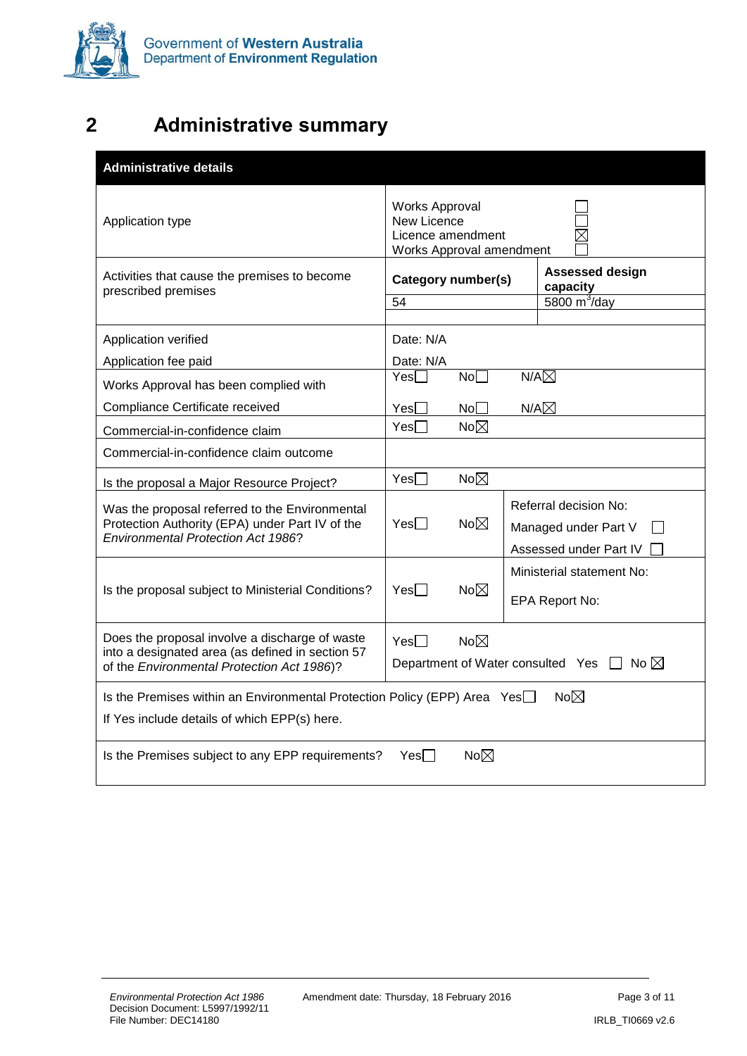# 2 Administrative summary

| Administrative details | | |
|---|---|---|
| Application type | Works Approval ☐<br>New Licence ☐<br>Licence amendment ☒<br>Works Approval amendment ☐ | |
| Activities that cause the premises to become prescribed premises | **Category number(s)** | **Assessed design capacity** |
| | 54 | 5800 $m^3$/day |
| Application verified | Date: N/A | |
| Application fee paid | Date: N/A | |
| Works Approval has been complied with | Yes☐ No☐ N/A☒ | |
| Compliance Certificate received | Yes☐ No☐ N/A☒ | |
| Commercial-in-confidence claim | Yes☐ No☒ | |
| Commercial-in-confidence claim outcome | | |
| Is the proposal a Major Resource Project? | Yes☐ No☒ | |
| Was the proposal referred to the Environmental Protection Authority (EPA) under Part IV of the *Environmental Protection Act 1986*? | Yes☐ No☒ | Referral decision No:<br>Managed under Part V ☐<br>Assessed under Part IV ☐ |
| Is the proposal subject to Ministerial Conditions? | Yes☐ No☒ | Ministerial statement No:<br>EPA Report No: |
| Does the proposal involve a discharge of waste into a designated area (as defined in section 57 of the *Environmental Protection Act 1986*)? | Yes☐ No☒<br>Department of Water consulted Yes ☐ No ☒ | |
| Is the Premises within an Environmental Protection Policy (EPP) Area Yes☐ No☒<br>If Yes include details of which EPP(s) here. | | |
| Is the Premises subject to any EPP requirements? Yes☐ No☒ | | |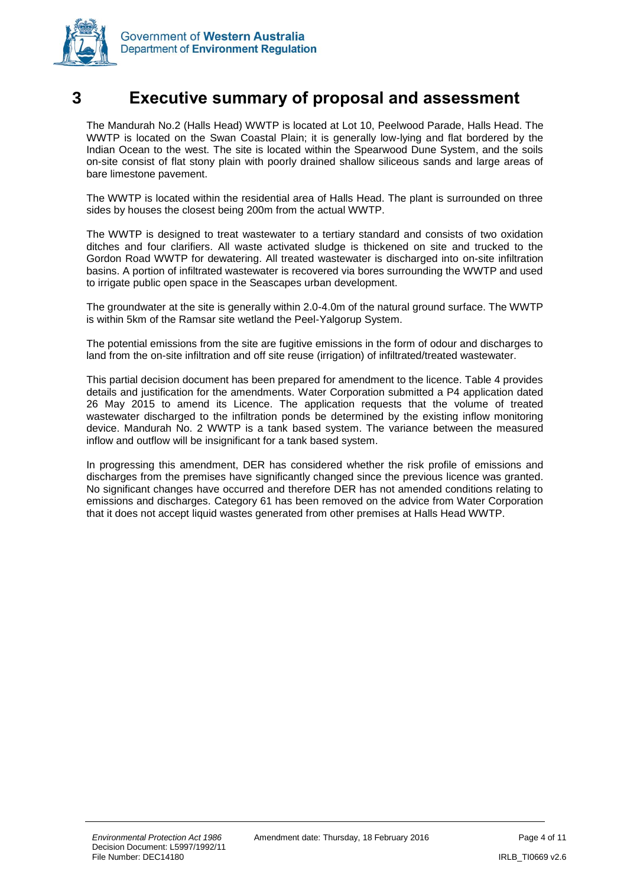# 3 Executive summary of proposal and assessment

The Mandurah No.2 (Halls Head) WWTP is located at Lot 10, Peelwood Parade, Halls Head. The WWTP is located on the Swan Coastal Plain; it is generally low-lying and flat bordered by the Indian Ocean to the west. The site is located within the Spearwood Dune System, and the soils on-site consist of flat stony plain with poorly drained shallow siliceous sands and large areas of bare limestone pavement.

The WWTP is located within the residential area of Halls Head. The plant is surrounded on three sides by houses the closest being 200m from the actual WWTP.

The WWTP is designed to treat wastewater to a tertiary standard and consists of two oxidation ditches and four clarifiers. All waste activated sludge is thickened on site and trucked to the Gordon Road WWTP for dewatering. All treated wastewater is discharged into on-site infiltration basins. A portion of infiltrated wastewater is recovered via bores surrounding the WWTP and used to irrigate public open space in the Seascapes urban development.

The groundwater at the site is generally within 2.0-4.0m of the natural ground surface. The WWTP is within 5km of the Ramsar site wetland the Peel-Yalgorup System.

The potential emissions from the site are fugitive emissions in the form of odour and discharges to land from the on-site infiltration and off site reuse (irrigation) of infiltrated/treated wastewater.

This partial decision document has been prepared for amendment to the licence. Table 4 provides details and justification for the amendments. Water Corporation submitted a P4 application dated 26 May 2015 to amend its Licence. The application requests that the volume of treated wastewater discharged to the infiltration ponds be determined by the existing inflow monitoring device. Mandurah No. 2 WWTP is a tank based system. The variance between the measured inflow and outflow will be insignificant for a tank based system.

In progressing this amendment, DER has considered whether the risk profile of emissions and discharges from the premises have significantly changed since the previous licence was granted. No significant changes have occurred and therefore DER has not amended conditions relating to emissions and discharges. Category 61 has been removed on the advice from Water Corporation that it does not accept liquid wastes generated from other premises at Halls Head WWTP.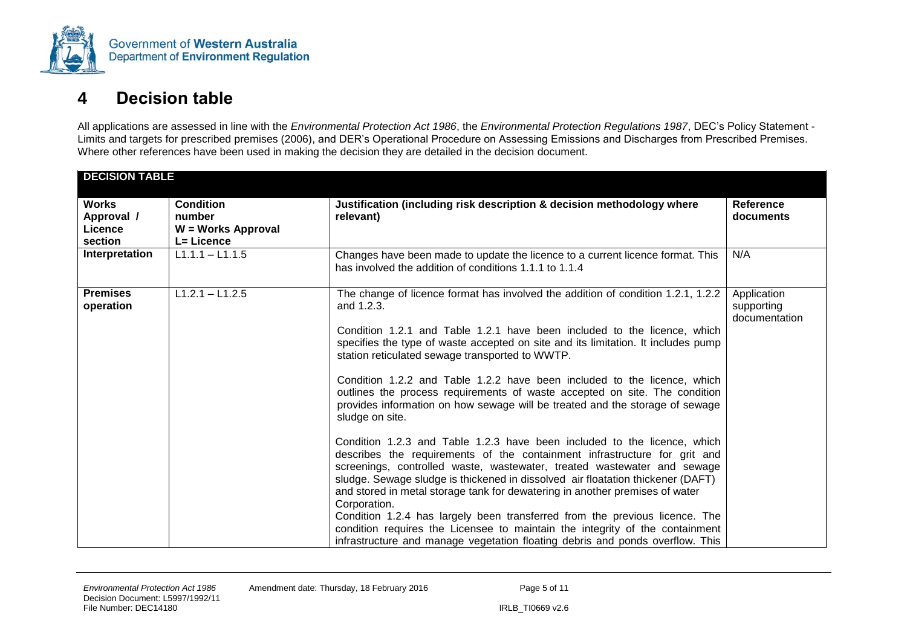# 4 Decision table

All applications are assessed in line with the *Environmental Protection Act 1986*, the *Environmental Protection Regulations 1987*, DEC's Policy Statement - Limits and targets for prescribed premises (2006), and DER's Operational Procedure on Assessing Emissions and Discharges from Prescribed Premises. Where other references have been used in making the decision they are detailed in the decision document.

| **DECISION TABLE** | | | |
|---|---|---|---|
| **Works Approval / Licence section** | **Condition number W = Works Approval L= Licence** | **Justification (including risk description & decision methodology where relevant)** | **Reference documents** |
| **Interpretation** | L1.1.1 – L1.1.5 | Changes have been made to update the licence to a current licence format. This has involved the addition of conditions 1.1.1 to 1.1.4 | N/A |
| **Premises operation** | L1.2.1 – L1.2.5 | The change of licence format has involved the addition of condition 1.2.1, 1.2.2 and 1.2.3.<br><br>Condition 1.2.1 and Table 1.2.1 have been included to the licence, which specifies the type of waste accepted on site and its limitation. It includes pump station reticulated sewage transported to WWTP.<br><br>Condition 1.2.2 and Table 1.2.2 have been included to the licence, which outlines the process requirements of waste accepted on site. The condition provides information on how sewage will be treated and the storage of sewage sludge on site.<br><br>Condition 1.2.3 and Table 1.2.3 have been included to the licence, which describes the requirements of the containment infrastructure for grit and screenings, controlled waste, wastewater, treated wastewater and sewage sludge. Sewage sludge is thickened in dissolved air floatation thickener (DAFT) and stored in metal storage tank for dewatering in another premises of water Corporation.<br>Condition 1.2.4 has largely been transferred from the previous licence. The condition requires the Licensee to maintain the integrity of the containment infrastructure and manage vegetation floating debris and ponds overflow. This | Application supporting documentation |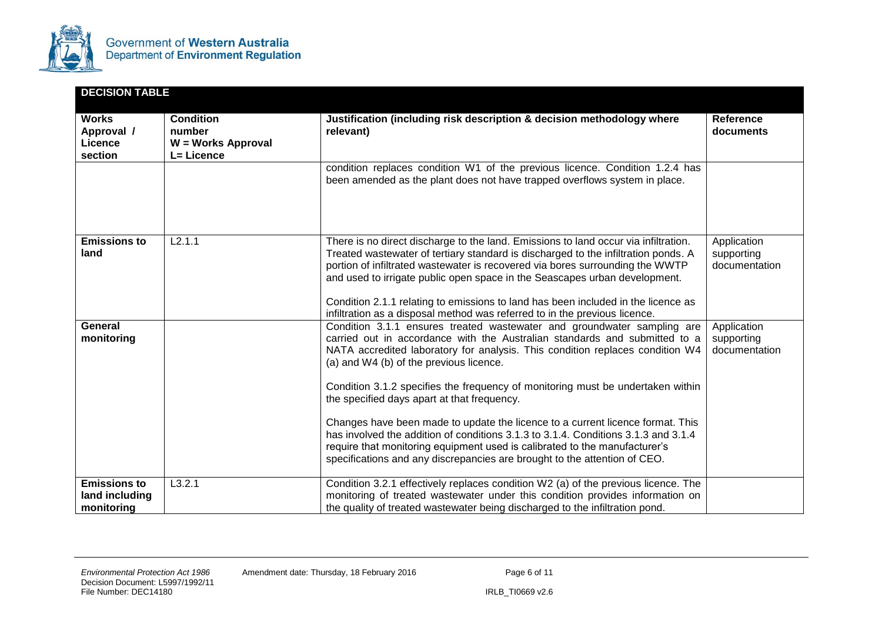## DECISION TABLE

| Works Approval / Licence section | Condition number W = Works Approval L= Licence | Justification (including risk description & decision methodology where relevant) | Reference documents |
|---|---|---|---|
| | | condition replaces condition W1 of the previous licence. Condition 1.2.4 has been amended as the plant does not have trapped overflows system in place. | |
| **Emissions to land** | L2.1.1 | There is no direct discharge to the land. Emissions to land occur via infiltration. Treated wastewater of tertiary standard is discharged to the infiltration ponds. A portion of infiltrated wastewater is recovered via bores surrounding the WWTP and used to irrigate public open space in the Seascapes urban development.<br><br>Condition 2.1.1 relating to emissions to land has been included in the licence as infiltration as a disposal method was referred to in the previous licence. | Application supporting documentation |
| **General monitoring** | | Condition 3.1.1 ensures treated wastewater and groundwater sampling are carried out in accordance with the Australian standards and submitted to a NATA accredited laboratory for analysis. This condition replaces condition W4 (a) and W4 (b) of the previous licence.<br><br>Condition 3.1.2 specifies the frequency of monitoring must be undertaken within the specified days apart at that frequency.<br><br>Changes have been made to update the licence to a current licence format. This has involved the addition of conditions 3.1.3 to 3.1.4. Conditions 3.1.3 and 3.1.4 require that monitoring equipment used is calibrated to the manufacturer's specifications and any discrepancies are brought to the attention of CEO. | Application supporting documentation |
| **Emissions to land including monitoring** | L3.2.1 | Condition 3.2.1 effectively replaces condition W2 (a) of the previous licence. The monitoring of treated wastewater under this condition provides information on the quality of treated wastewater being discharged to the infiltration pond. | |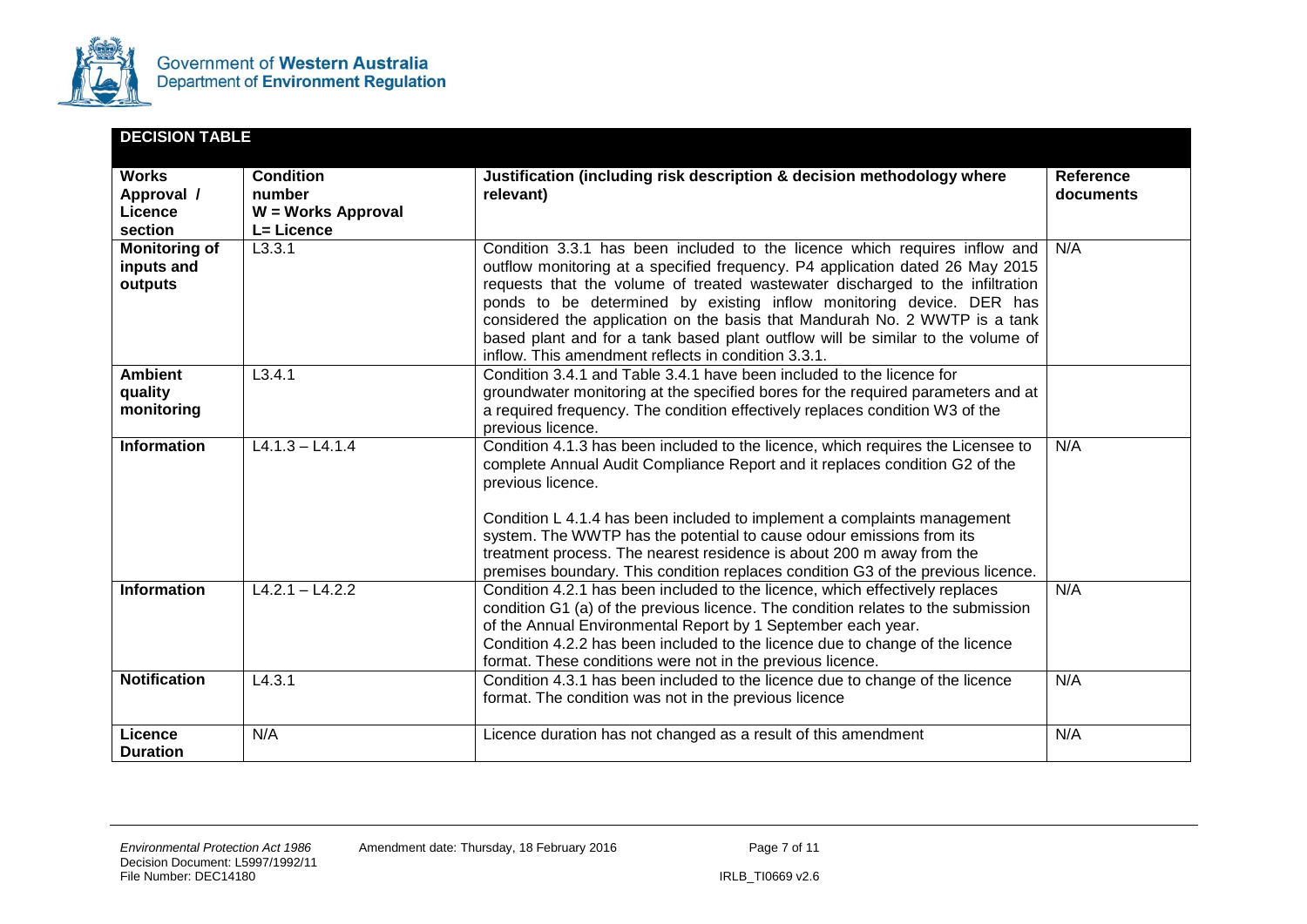**DECISION TABLE**

| Works Approval / Licence section | Condition number W = Works Approval L= Licence | Justification (including risk description & decision methodology where relevant) | Reference documents |
|---|---|---|---|
| **Monitoring of inputs and outputs** | L3.3.1 | Condition 3.3.1 has been included to the licence which requires inflow and outflow monitoring at a specified frequency. P4 application dated 26 May 2015 requests that the volume of treated wastewater discharged to the infiltration ponds to be determined by existing inflow monitoring device. DER has considered the application on the basis that Mandurah No. 2 WWTP is a tank based plant and for a tank based plant outflow will be similar to the volume of inflow. This amendment reflects in condition 3.3.1. | N/A |
| **Ambient quality monitoring** | L3.4.1 | Condition 3.4.1 and Table 3.4.1 have been included to the licence for groundwater monitoring at the specified bores for the required parameters and at a required frequency. The condition effectively replaces condition W3 of the previous licence. | |
| **Information** | L4.1.3 – L4.1.4 | Condition 4.1.3 has been included to the licence, which requires the Licensee to complete Annual Audit Compliance Report and it replaces condition G2 of the previous licence.<br><br>Condition L 4.1.4 has been included to implement a complaints management system. The WWTP has the potential to cause odour emissions from its treatment process. The nearest residence is about 200 m away from the premises boundary. This condition replaces condition G3 of the previous licence. | N/A |
| **Information** | L4.2.1 – L4.2.2 | Condition 4.2.1 has been included to the licence, which effectively replaces condition G1 (a) of the previous licence. The condition relates to the submission of the Annual Environmental Report by 1 September each year.<br>Condition 4.2.2 has been included to the licence due to change of the licence format. These conditions were not in the previous licence. | N/A |
| **Notification** | L4.3.1 | Condition 4.3.1 has been included to the licence due to change of the licence format. The condition was not in the previous licence | N/A |
| **Licence Duration** | N/A | Licence duration has not changed as a result of this amendment | N/A |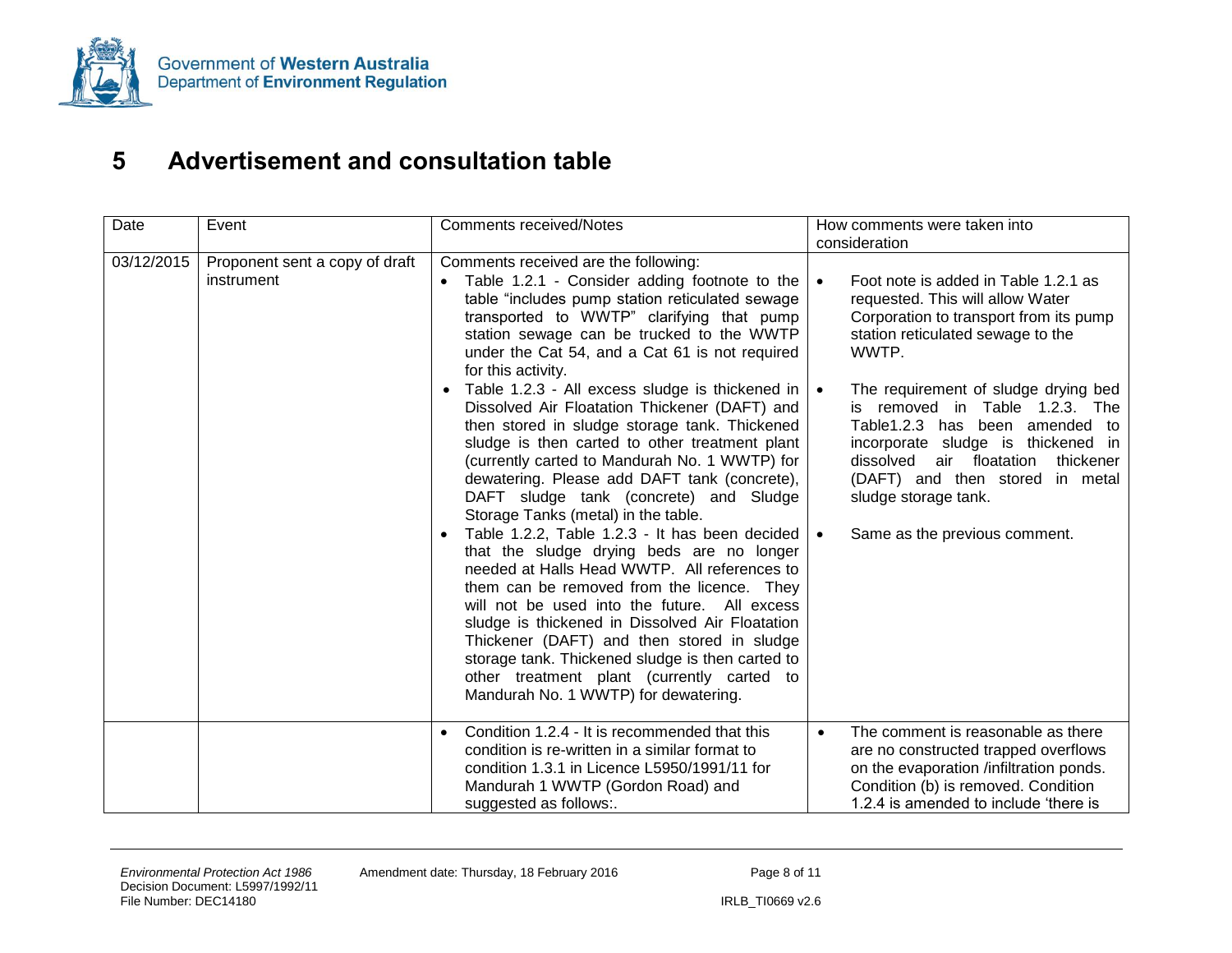# 5 Advertisement and consultation table

| Date | Event | Comments received/Notes | How comments were taken into consideration |
|---|---|---|---|
| 03/12/2015 | Proponent sent a copy of draft instrument | Comments received are the following:<br>• Table 1.2.1 - Consider adding footnote to the table "includes pump station reticulated sewage transported to WWTP" clarifying that pump station sewage can be trucked to the WWTP under the Cat 54, and a Cat 61 is not required for this activity.<br>• Table 1.2.3 - All excess sludge is thickened in Dissolved Air Floatation Thickener (DAFT) and then stored in sludge storage tank. Thickened sludge is then carted to other treatment plant (currently carted to Mandurah No. 1 WWTP) for dewatering. Please add DAFT tank (concrete), DAFT sludge tank (concrete) and Sludge Storage Tanks (metal) in the table.<br>• Table 1.2.2, Table 1.2.3 - It has been decided that the sludge drying beds are no longer needed at Halls Head WWTP. All references to them can be removed from the licence. They will not be used into the future. All excess sludge is thickened in Dissolved Air Floatation Thickener (DAFT) and then stored in sludge storage tank. Thickened sludge is then carted to other treatment plant (currently carted to Mandurah No. 1 WWTP) for dewatering. | • Foot note is added in Table 1.2.1 as requested. This will allow Water Corporation to transport from its pump station reticulated sewage to the WWTP.<br>• The requirement of sludge drying bed is removed in Table 1.2.3. The Table1.2.3 has been amended to incorporate sludge is thickened in dissolved air floatation thickener (DAFT) and then stored in metal sludge storage tank.<br>• Same as the previous comment. |
| | | • Condition 1.2.4 - It is recommended that this condition is re-written in a similar format to condition 1.3.1 in Licence L5950/1991/11 for Mandurah 1 WWTP (Gordon Road) and suggested as follows:. | • The comment is reasonable as there are no constructed trapped overflows on the evaporation /infiltration ponds. Condition (b) is removed. Condition 1.2.4 is amended to include 'there is |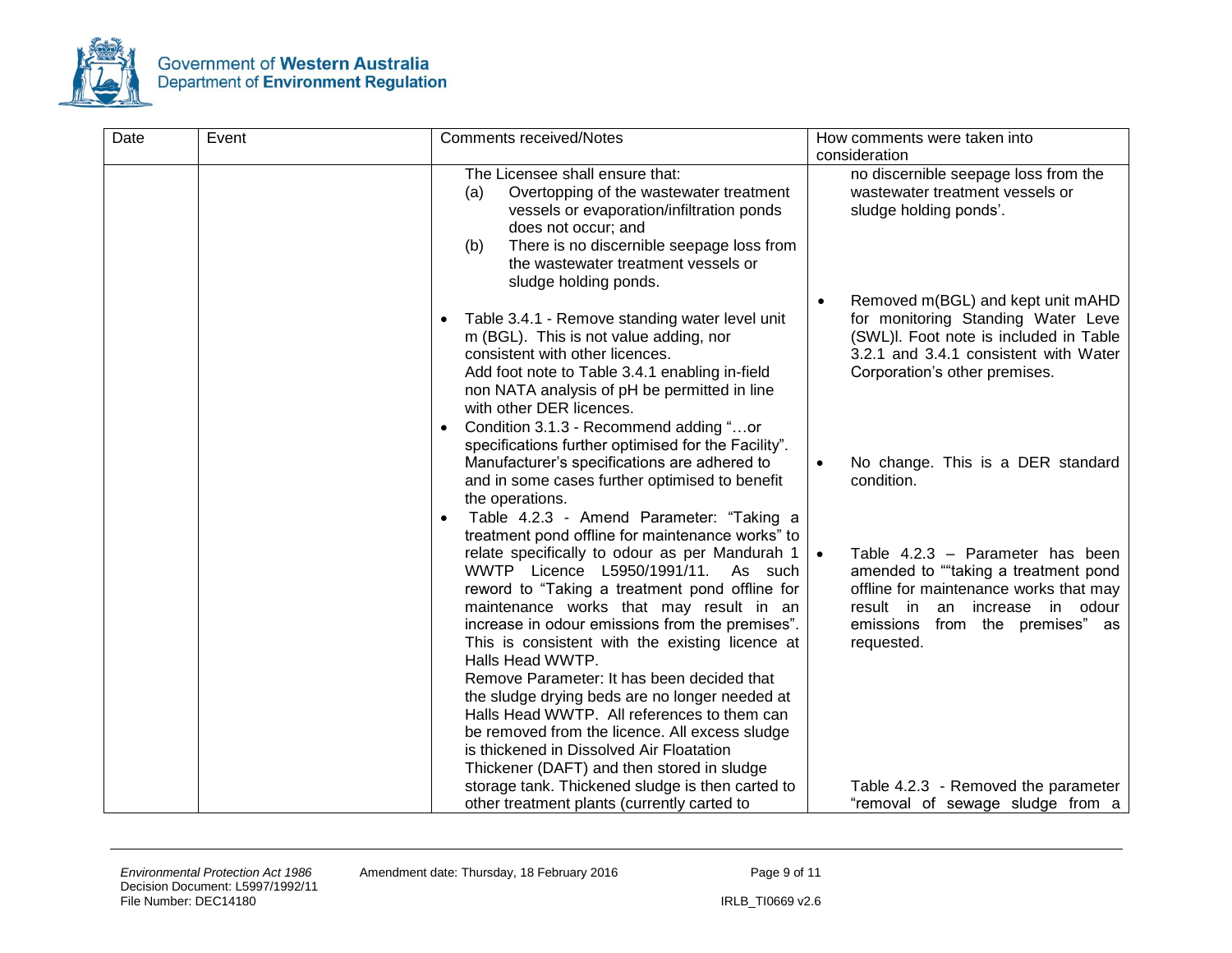| Date | Event | Comments received/Notes | How comments were taken into consideration |
|---|---|---|---|
| | | The Licensee shall ensure that:<br>(a) Overtopping of the wastewater treatment vessels or evaporation/infiltration ponds does not occur; and<br>(b) There is no discernible seepage loss from the wastewater treatment vessels or sludge holding ponds.<br><br>• Table 3.4.1 - Remove standing water level unit m (BGL). This is not value adding, nor consistent with other licences.<br>Add foot note to Table 3.4.1 enabling in-field non NATA analysis of pH be permitted in line with other DER licences.<br>• Condition 3.1.3 - Recommend adding "…or specifications further optimised for the Facility". Manufacturer's specifications are adhered to and in some cases further optimised to benefit the operations.<br>• Table 4.2.3 - Amend Parameter: "Taking a treatment pond offline for maintenance works" to relate specifically to odour as per Mandurah 1 WWTP Licence L5950/1991/11. As such reword to "Taking a treatment pond offline for maintenance works that may result in an increase in odour emissions from the premises". This is consistent with the existing licence at Halls Head WWTP.<br>Remove Parameter: It has been decided that the sludge drying beds are no longer needed at Halls Head WWTP. All references to them can be removed from the licence. All excess sludge is thickened in Dissolved Air Floatation Thickener (DAFT) and then stored in sludge storage tank. Thickened sludge is then carted to other treatment plants (currently carted to | no discernible seepage loss from the wastewater treatment vessels or sludge holding ponds'.<br><br>• Removed m(BGL) and kept unit mAHD for monitoring Standing Water Leve (SWL)l. Foot note is included in Table 3.2.1 and 3.4.1 consistent with Water Corporation's other premises.<br><br>• No change. This is a DER standard condition.<br><br>• Table 4.2.3 – Parameter has been amended to ""taking a treatment pond offline for maintenance works that may result in an increase in odour emissions from the premises" as requested.<br><br>Table 4.2.3 - Removed the parameter "removal of sewage sludge from a |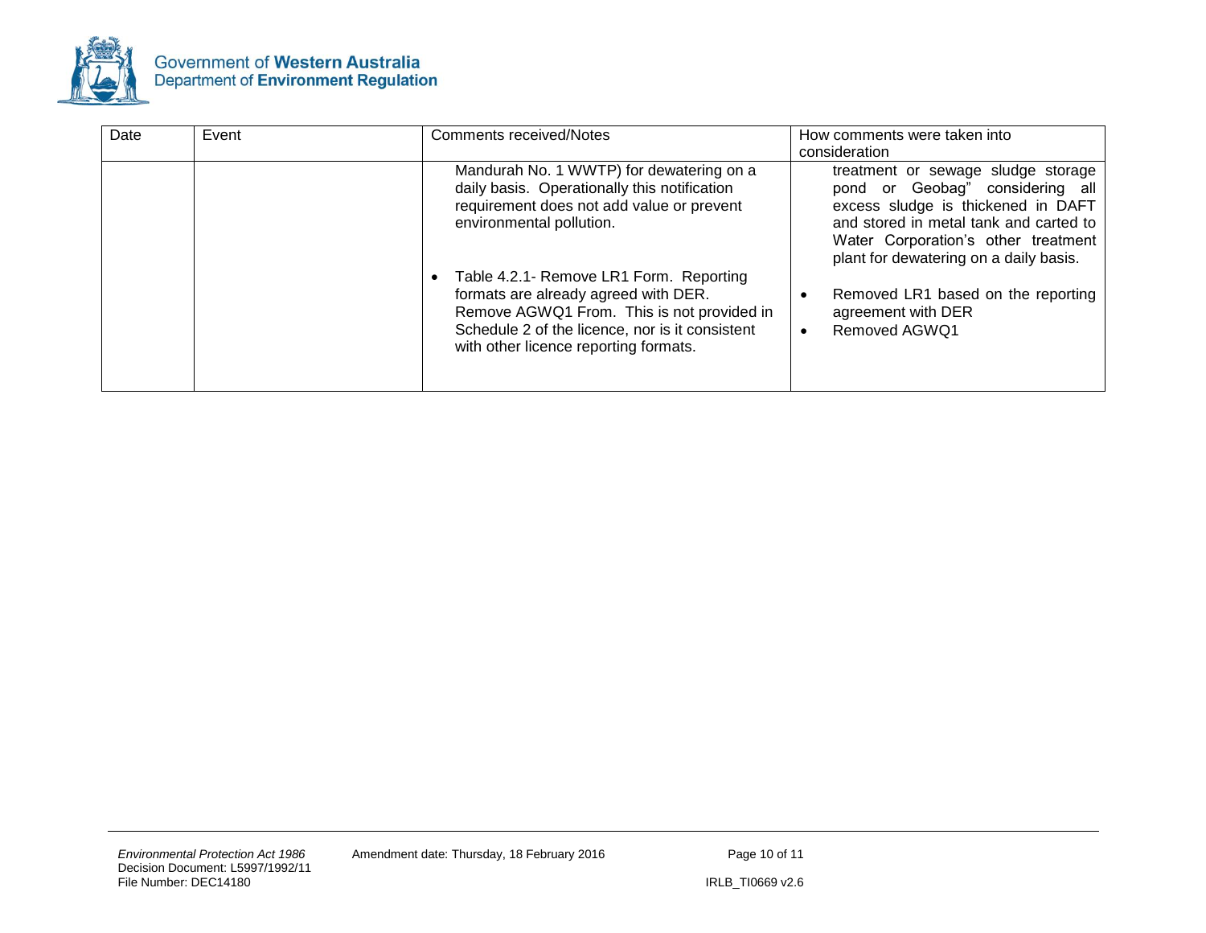| Date | Event | Comments received/Notes | How comments were taken into consideration |
|---|---|---|---|
| | | Mandurah No. 1 WWTP) for dewatering on a daily basis. Operationally this notification requirement does not add value or prevent environmental pollution.<br><br>• Table 4.2.1- Remove LR1 Form. Reporting formats are already agreed with DER. Remove AGWQ1 From. This is not provided in Schedule 2 of the licence, nor is it consistent with other licence reporting formats. | treatment or sewage sludge storage pond or Geobag" considering all excess sludge is thickened in DAFT and stored in metal tank and carted to Water Corporation's other treatment plant for dewatering on a daily basis.<br><br>• Removed LR1 based on the reporting agreement with DER<br>• Removed AGWQ1 |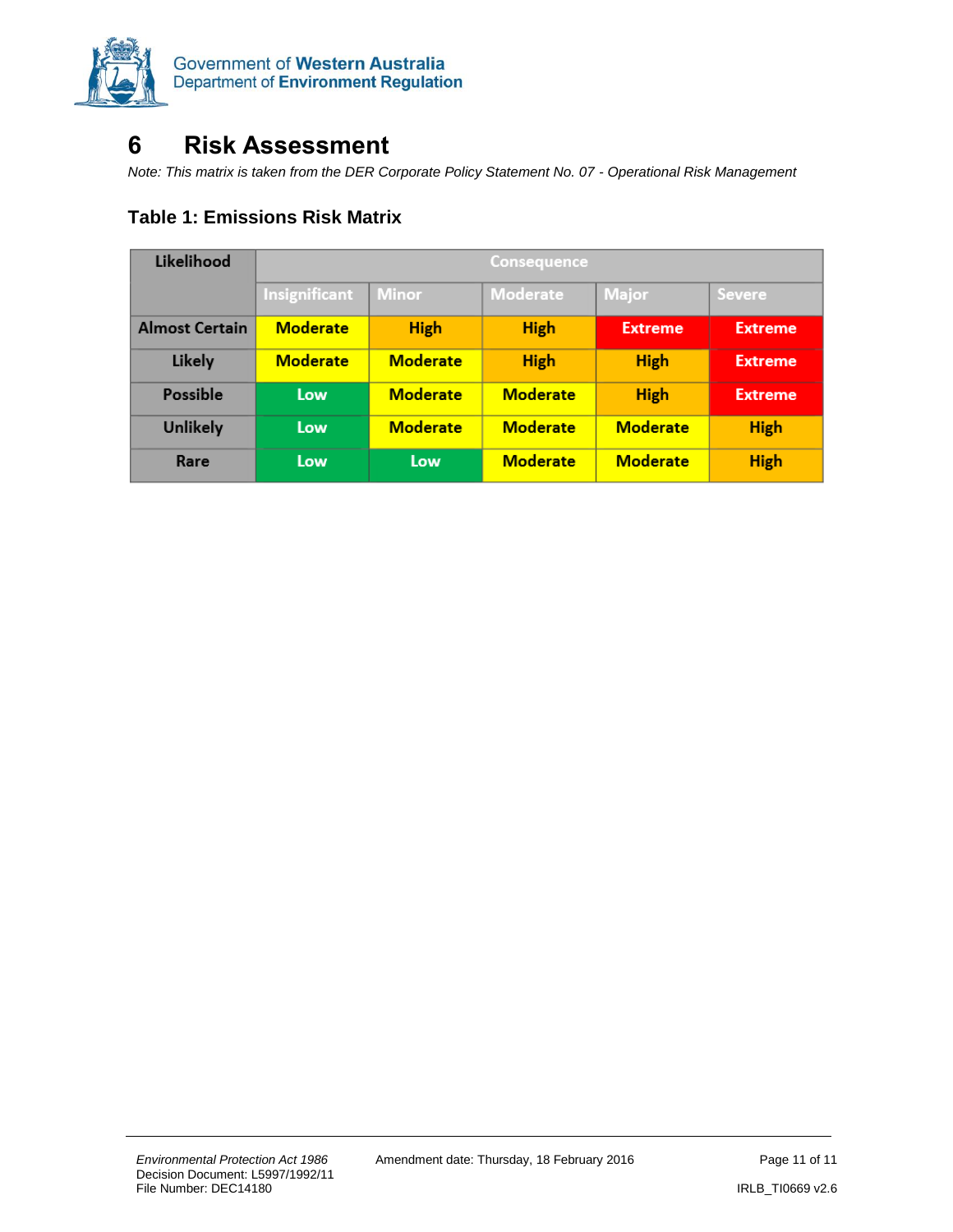# 6 Risk Assessment

*Note: This matrix is taken from the DER Corporate Policy Statement No. 07 - Operational Risk Management*

### Table 1: Emissions Risk Matrix

| Likelihood | Consequence | | | | |
|---|---|---|---|---|---|
| | Insignificant | Minor | Moderate | Major | Severe |
| Almost Certain | Moderate | High | High | Extreme | Extreme |
| Likely | Moderate | Moderate | High | High | Extreme |
| Possible | Low | Moderate | Moderate | High | Extreme |
| Unlikely | Low | Moderate | Moderate | Moderate | High |
| Rare | Low | Low | Moderate | Moderate | High |